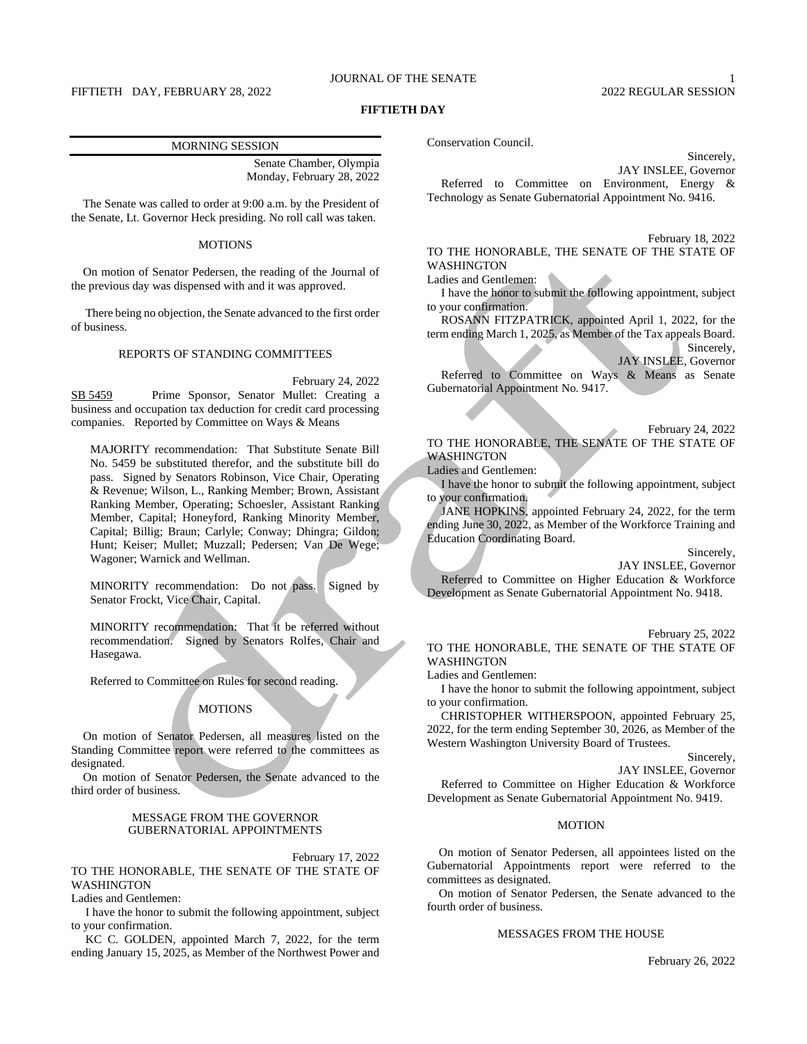# FIFTIETH DAY

## MORNING SESSION

Senate Chamber, Olympia
Monday, February 28, 2022

The Senate was called to order at 9:00 a.m. by the President of the Senate, Lt. Governor Heck presiding. No roll call was taken.

### MOTIONS

On motion of Senator Pedersen, the reading of the Journal of the previous day was dispensed with and it was approved.

There being no objection, the Senate advanced to the first order of business.

### REPORTS OF STANDING COMMITTEES

February 24, 2022

SB 5459 Prime Sponsor, Senator Mullet: Creating a business and occupation tax deduction for credit card processing companies. Reported by Committee on Ways & Means

MAJORITY recommendation: That Substitute Senate Bill No. 5459 be substituted therefor, and the substitute bill do pass. Signed by Senators Robinson, Vice Chair, Operating & Revenue; Wilson, L., Ranking Member; Brown, Assistant Ranking Member, Operating; Schoesler, Assistant Ranking Member, Capital; Honeyford, Ranking Minority Member, Capital; Billig; Braun; Carlyle; Conway; Dhingra; Gildon; Hunt; Keiser; Mullet; Muzzall; Pedersen; Van De Wege; Wagoner; Warnick and Wellman.

MINORITY recommendation: Do not pass. Signed by Senator Frockt, Vice Chair, Capital.

MINORITY recommendation: That it be referred without recommendation. Signed by Senators Rolfes, Chair and Hasegawa.

Referred to Committee on Rules for second reading.

### MOTIONS

On motion of Senator Pedersen, all measures listed on the Standing Committee report were referred to the committees as designated.

On motion of Senator Pedersen, the Senate advanced to the third order of business.

### MESSAGE FROM THE GOVERNOR
### GUBERNATORIAL APPOINTMENTS

February 17, 2022

TO THE HONORABLE, THE SENATE OF THE STATE OF WASHINGTON

Ladies and Gentlemen:

I have the honor to submit the following appointment, subject to your confirmation.

KC C. GOLDEN, appointed March 7, 2022, for the term ending January 15, 2025, as Member of the Northwest Power and Conservation Council.

Sincerely,
JAY INSLEE, Governor

Referred to Committee on Environment, Energy & Technology as Senate Gubernatorial Appointment No. 9416.

February 18, 2022

TO THE HONORABLE, THE SENATE OF THE STATE OF WASHINGTON

Ladies and Gentlemen:

I have the honor to submit the following appointment, subject to your confirmation.

ROSANN FITZPATRICK, appointed April 1, 2022, for the term ending March 1, 2025, as Member of the Tax appeals Board.

Sincerely,
JAY INSLEE, Governor

Referred to Committee on Ways & Means as Senate Gubernatorial Appointment No. 9417.

February 24, 2022

TO THE HONORABLE, THE SENATE OF THE STATE OF WASHINGTON

Ladies and Gentlemen:

I have the honor to submit the following appointment, subject to your confirmation.

JANE HOPKINS, appointed February 24, 2022, for the term ending June 30, 2022, as Member of the Workforce Training and Education Coordinating Board.

Sincerely,
JAY INSLEE, Governor

Referred to Committee on Higher Education & Workforce Development as Senate Gubernatorial Appointment No. 9418.

February 25, 2022

TO THE HONORABLE, THE SENATE OF THE STATE OF WASHINGTON

Ladies and Gentlemen:

I have the honor to submit the following appointment, subject to your confirmation.

CHRISTOPHER WITHERSPOON, appointed February 25, 2022, for the term ending September 30, 2026, as Member of the Western Washington University Board of Trustees.

Sincerely,
JAY INSLEE, Governor

Referred to Committee on Higher Education & Workforce Development as Senate Gubernatorial Appointment No. 9419.

### MOTION

On motion of Senator Pedersen, all appointees listed on the Gubernatorial Appointments report were referred to the committees as designated.

On motion of Senator Pedersen, the Senate advanced to the fourth order of business.

### MESSAGES FROM THE HOUSE

February 26, 2022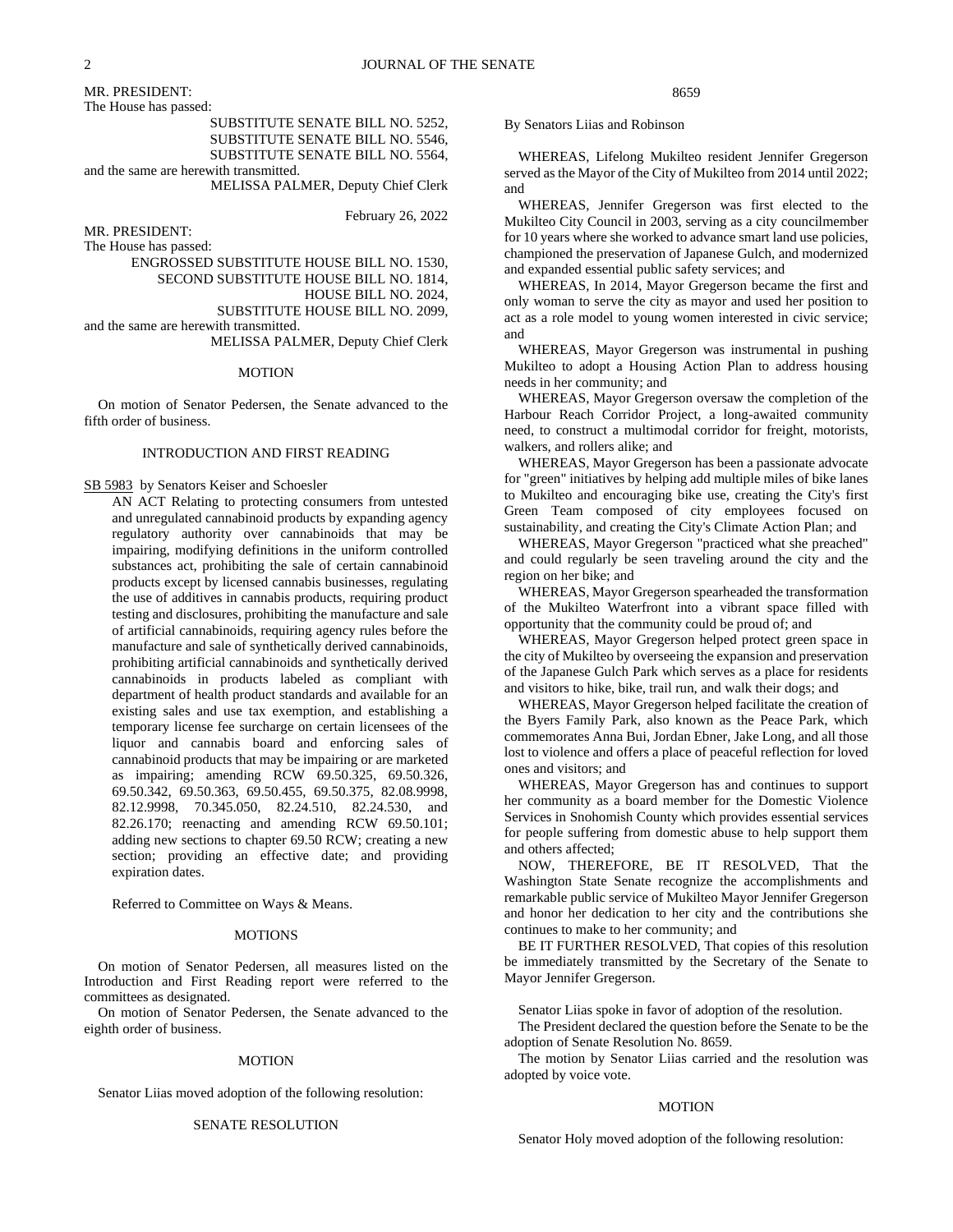MR. PRESIDENT:
The House has passed:

SUBSTITUTE SENATE BILL NO. 5252,
SUBSTITUTE SENATE BILL NO. 5546,
SUBSTITUTE SENATE BILL NO. 5564,

and the same are herewith transmitted.

MELISSA PALMER, Deputy Chief Clerk

February 26, 2022

MR. PRESIDENT:
The House has passed:

ENGROSSED SUBSTITUTE HOUSE BILL NO. 1530,
SECOND SUBSTITUTE HOUSE BILL NO. 1814,
HOUSE BILL NO. 2024,
SUBSTITUTE HOUSE BILL NO. 2099,

and the same are herewith transmitted.

MELISSA PALMER, Deputy Chief Clerk

MOTION

On motion of Senator Pedersen, the Senate advanced to the fifth order of business.

INTRODUCTION AND FIRST READING

SB 5983 by Senators Keiser and Schoesler

AN ACT Relating to protecting consumers from untested and unregulated cannabinoid products by expanding agency regulatory authority over cannabinoids that may be impairing, modifying definitions in the uniform controlled substances act, prohibiting the sale of certain cannabinoid products except by licensed cannabis businesses, regulating the use of additives in cannabis products, requiring product testing and disclosures, prohibiting the manufacture and sale of artificial cannabinoids, requiring agency rules before the manufacture and sale of synthetically derived cannabinoids, prohibiting artificial cannabinoids and synthetically derived cannabinoids in products labeled as compliant with department of health product standards and available for an existing sales and use tax exemption, and establishing a temporary license fee surcharge on certain licensees of the liquor and cannabis board and enforcing sales of cannabinoid products that may be impairing or are marketed as impairing; amending RCW 69.50.325, 69.50.326, 69.50.342, 69.50.363, 69.50.455, 69.50.375, 82.08.9998, 82.12.9998, 70.345.050, 82.24.510, 82.24.530, and 82.26.170; reenacting and amending RCW 69.50.101; adding new sections to chapter 69.50 RCW; creating a new section; providing an effective date; and providing expiration dates.

Referred to Committee on Ways & Means.

MOTIONS

On motion of Senator Pedersen, all measures listed on the Introduction and First Reading report were referred to the committees as designated.

On motion of Senator Pedersen, the Senate advanced to the eighth order of business.

MOTION

Senator Liias moved adoption of the following resolution:

SENATE RESOLUTION

8659

By Senators Liias and Robinson

WHEREAS, Lifelong Mukilteo resident Jennifer Gregerson served as the Mayor of the City of Mukilteo from 2014 until 2022; and

WHEREAS, Jennifer Gregerson was first elected to the Mukilteo City Council in 2003, serving as a city councilmember for 10 years where she worked to advance smart land use policies, championed the preservation of Japanese Gulch, and modernized and expanded essential public safety services; and

WHEREAS, In 2014, Mayor Gregerson became the first and only woman to serve the city as mayor and used her position to act as a role model to young women interested in civic service; and

WHEREAS, Mayor Gregerson was instrumental in pushing Mukilteo to adopt a Housing Action Plan to address housing needs in her community; and

WHEREAS, Mayor Gregerson oversaw the completion of the Harbour Reach Corridor Project, a long-awaited community need, to construct a multimodal corridor for freight, motorists, walkers, and rollers alike; and

WHEREAS, Mayor Gregerson has been a passionate advocate for "green" initiatives by helping add multiple miles of bike lanes to Mukilteo and encouraging bike use, creating the City's first Green Team composed of city employees focused on sustainability, and creating the City's Climate Action Plan; and

WHEREAS, Mayor Gregerson "practiced what she preached" and could regularly be seen traveling around the city and the region on her bike; and

WHEREAS, Mayor Gregerson spearheaded the transformation of the Mukilteo Waterfront into a vibrant space filled with opportunity that the community could be proud of; and

WHEREAS, Mayor Gregerson helped protect green space in the city of Mukilteo by overseeing the expansion and preservation of the Japanese Gulch Park which serves as a place for residents and visitors to hike, bike, trail run, and walk their dogs; and

WHEREAS, Mayor Gregerson helped facilitate the creation of the Byers Family Park, also known as the Peace Park, which commemorates Anna Bui, Jordan Ebner, Jake Long, and all those lost to violence and offers a place of peaceful reflection for loved ones and visitors; and

WHEREAS, Mayor Gregerson has and continues to support her community as a board member for the Domestic Violence Services in Snohomish County which provides essential services for people suffering from domestic abuse to help support them and others affected;

NOW, THEREFORE, BE IT RESOLVED, That the Washington State Senate recognize the accomplishments and remarkable public service of Mukilteo Mayor Jennifer Gregerson and honor her dedication to her city and the contributions she continues to make to her community; and

BE IT FURTHER RESOLVED, That copies of this resolution be immediately transmitted by the Secretary of the Senate to Mayor Jennifer Gregerson.

Senator Liias spoke in favor of adoption of the resolution.

The President declared the question before the Senate to be the adoption of Senate Resolution No. 8659.

The motion by Senator Liias carried and the resolution was adopted by voice vote.

MOTION

Senator Holy moved adoption of the following resolution: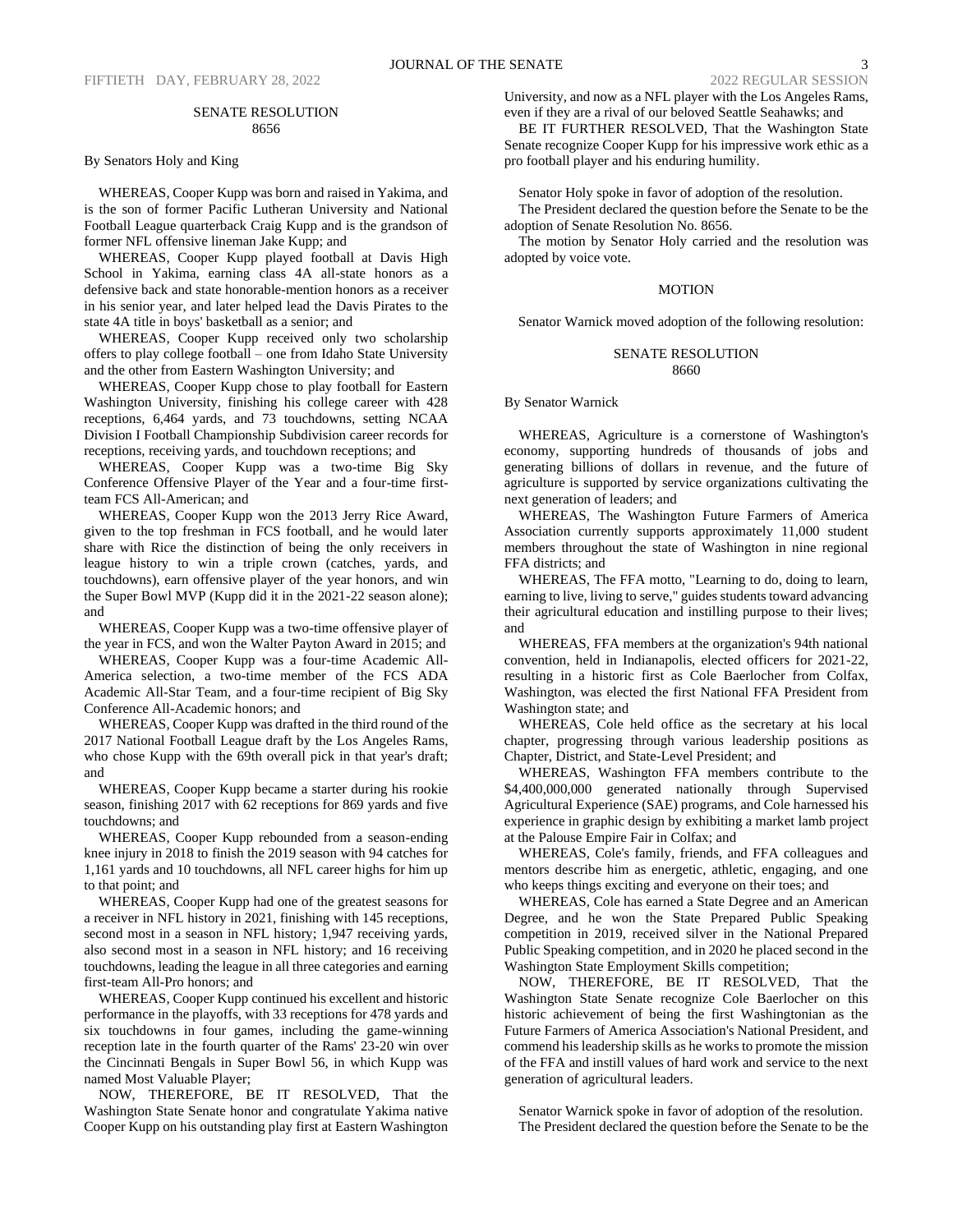SENATE RESOLUTION
8656

By Senators Holy and King

WHEREAS, Cooper Kupp was born and raised in Yakima, and is the son of former Pacific Lutheran University and National Football League quarterback Craig Kupp and is the grandson of former NFL offensive lineman Jake Kupp; and

WHEREAS, Cooper Kupp played football at Davis High School in Yakima, earning class 4A all-state honors as a defensive back and state honorable-mention honors as a receiver in his senior year, and later helped lead the Davis Pirates to the state 4A title in boys' basketball as a senior; and

WHEREAS, Cooper Kupp received only two scholarship offers to play college football – one from Idaho State University and the other from Eastern Washington University; and

WHEREAS, Cooper Kupp chose to play football for Eastern Washington University, finishing his college career with 428 receptions, 6,464 yards, and 73 touchdowns, setting NCAA Division I Football Championship Subdivision career records for receptions, receiving yards, and touchdown receptions; and

WHEREAS, Cooper Kupp was a two-time Big Sky Conference Offensive Player of the Year and a four-time first-team FCS All-American; and

WHEREAS, Cooper Kupp won the 2013 Jerry Rice Award, given to the top freshman in FCS football, and he would later share with Rice the distinction of being the only receivers in league history to win a triple crown (catches, yards, and touchdowns), earn offensive player of the year honors, and win the Super Bowl MVP (Kupp did it in the 2021-22 season alone); and

WHEREAS, Cooper Kupp was a two-time offensive player of the year in FCS, and won the Walter Payton Award in 2015; and

WHEREAS, Cooper Kupp was a four-time Academic All-America selection, a two-time member of the FCS ADA Academic All-Star Team, and a four-time recipient of Big Sky Conference All-Academic honors; and

WHEREAS, Cooper Kupp was drafted in the third round of the 2017 National Football League draft by the Los Angeles Rams, who chose Kupp with the 69th overall pick in that year's draft; and

WHEREAS, Cooper Kupp became a starter during his rookie season, finishing 2017 with 62 receptions for 869 yards and five touchdowns; and

WHEREAS, Cooper Kupp rebounded from a season-ending knee injury in 2018 to finish the 2019 season with 94 catches for 1,161 yards and 10 touchdowns, all NFL career highs for him up to that point; and

WHEREAS, Cooper Kupp had one of the greatest seasons for a receiver in NFL history in 2021, finishing with 145 receptions, second most in a season in NFL history; 1,947 receiving yards, also second most in a season in NFL history; and 16 receiving touchdowns, leading the league in all three categories and earning first-team All-Pro honors; and

WHEREAS, Cooper Kupp continued his excellent and historic performance in the playoffs, with 33 receptions for 478 yards and six touchdowns in four games, including the game-winning reception late in the fourth quarter of the Rams' 23-20 win over the Cincinnati Bengals in Super Bowl 56, in which Kupp was named Most Valuable Player;

NOW, THEREFORE, BE IT RESOLVED, That the Washington State Senate honor and congratulate Yakima native Cooper Kupp on his outstanding play first at Eastern Washington University, and now as a NFL player with the Los Angeles Rams, even if they are a rival of our beloved Seattle Seahawks; and

BE IT FURTHER RESOLVED, That the Washington State Senate recognize Cooper Kupp for his impressive work ethic as a pro football player and his enduring humility.

Senator Holy spoke in favor of adoption of the resolution.

The President declared the question before the Senate to be the adoption of Senate Resolution No. 8656.

The motion by Senator Holy carried and the resolution was adopted by voice vote.

MOTION

Senator Warnick moved adoption of the following resolution:

SENATE RESOLUTION
8660

By Senator Warnick

WHEREAS, Agriculture is a cornerstone of Washington's economy, supporting hundreds of thousands of jobs and generating billions of dollars in revenue, and the future of agriculture is supported by service organizations cultivating the next generation of leaders; and

WHEREAS, The Washington Future Farmers of America Association currently supports approximately 11,000 student members throughout the state of Washington in nine regional FFA districts; and

WHEREAS, The FFA motto, "Learning to do, doing to learn, earning to live, living to serve," guides students toward advancing their agricultural education and instilling purpose to their lives; and

WHEREAS, FFA members at the organization's 94th national convention, held in Indianapolis, elected officers for 2021-22, resulting in a historic first as Cole Baerlocher from Colfax, Washington, was elected the first National FFA President from Washington state; and

WHEREAS, Cole held office as the secretary at his local chapter, progressing through various leadership positions as Chapter, District, and State-Level President; and

WHEREAS, Washington FFA members contribute to the $4,400,000,000 generated nationally through Supervised Agricultural Experience (SAE) programs, and Cole harnessed his experience in graphic design by exhibiting a market lamb project at the Palouse Empire Fair in Colfax; and

WHEREAS, Cole's family, friends, and FFA colleagues and mentors describe him as energetic, athletic, engaging, and one who keeps things exciting and everyone on their toes; and

WHEREAS, Cole has earned a State Degree and an American Degree, and he won the State Prepared Public Speaking competition in 2019, received silver in the National Prepared Public Speaking competition, and in 2020 he placed second in the Washington State Employment Skills competition;

NOW, THEREFORE, BE IT RESOLVED, That the Washington State Senate recognize Cole Baerlocher on this historic achievement of being the first Washingtonian as the Future Farmers of America Association's National President, and commend his leadership skills as he works to promote the mission of the FFA and instill values of hard work and service to the next generation of agricultural leaders.

Senator Warnick spoke in favor of adoption of the resolution.

The President declared the question before the Senate to be the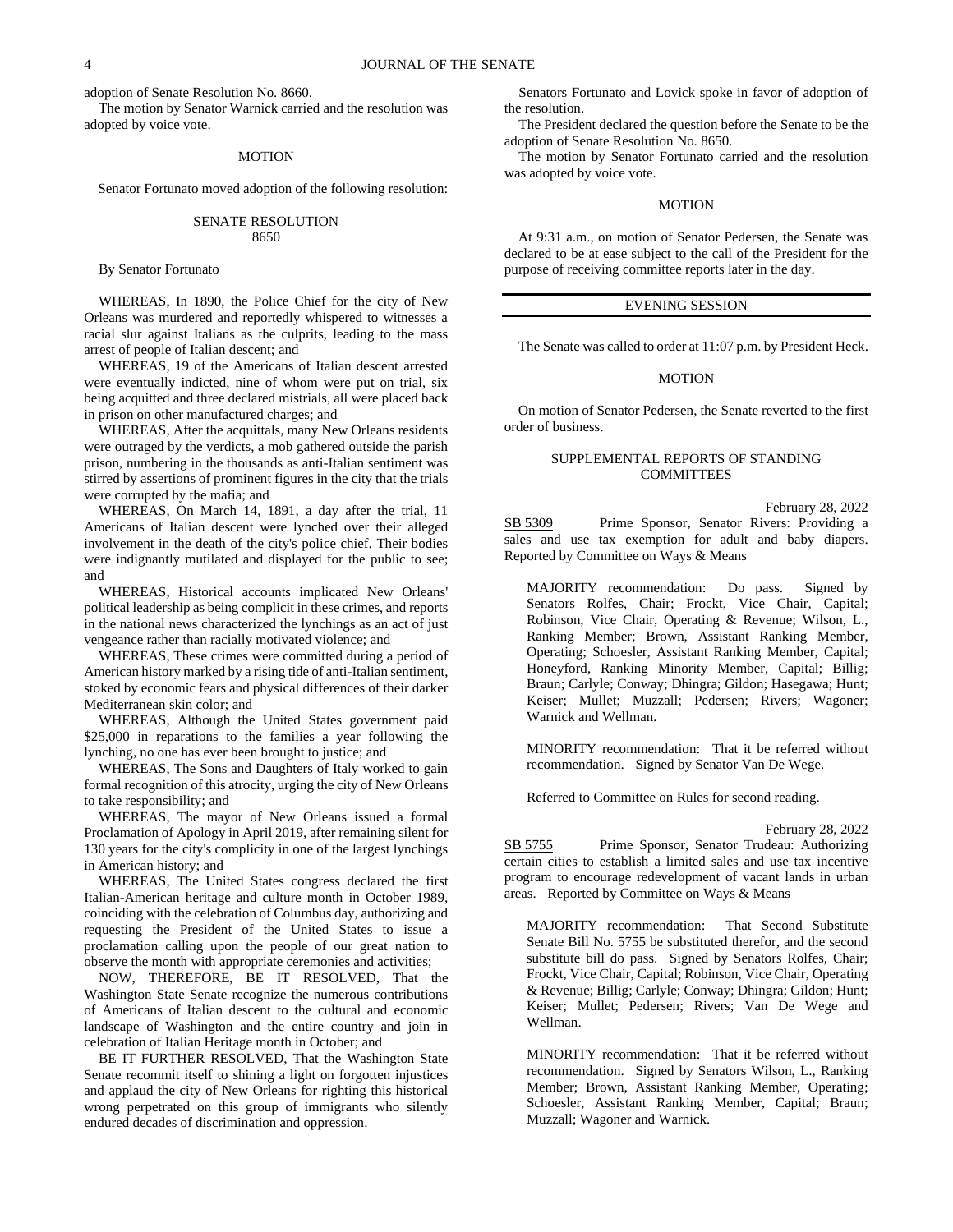adoption of Senate Resolution No. 8660.

The motion by Senator Warnick carried and the resolution was adopted by voice vote.

MOTION

Senator Fortunato moved adoption of the following resolution:

SENATE RESOLUTION
8650

By Senator Fortunato

WHEREAS, In 1890, the Police Chief for the city of New Orleans was murdered and reportedly whispered to witnesses a racial slur against Italians as the culprits, leading to the mass arrest of people of Italian descent; and

WHEREAS, 19 of the Americans of Italian descent arrested were eventually indicted, nine of whom were put on trial, six being acquitted and three declared mistrials, all were placed back in prison on other manufactured charges; and

WHEREAS, After the acquittals, many New Orleans residents were outraged by the verdicts, a mob gathered outside the parish prison, numbering in the thousands as anti-Italian sentiment was stirred by assertions of prominent figures in the city that the trials were corrupted by the mafia; and

WHEREAS, On March 14, 1891, a day after the trial, 11 Americans of Italian descent were lynched over their alleged involvement in the death of the city's police chief. Their bodies were indignantly mutilated and displayed for the public to see; and

WHEREAS, Historical accounts implicated New Orleans' political leadership as being complicit in these crimes, and reports in the national news characterized the lynchings as an act of just vengeance rather than racially motivated violence; and

WHEREAS, These crimes were committed during a period of American history marked by a rising tide of anti-Italian sentiment, stoked by economic fears and physical differences of their darker Mediterranean skin color; and

WHEREAS, Although the United States government paid $25,000 in reparations to the families a year following the lynching, no one has ever been brought to justice; and

WHEREAS, The Sons and Daughters of Italy worked to gain formal recognition of this atrocity, urging the city of New Orleans to take responsibility; and

WHEREAS, The mayor of New Orleans issued a formal Proclamation of Apology in April 2019, after remaining silent for 130 years for the city's complicity in one of the largest lynchings in American history; and

WHEREAS, The United States congress declared the first Italian-American heritage and culture month in October 1989, coinciding with the celebration of Columbus day, authorizing and requesting the President of the United States to issue a proclamation calling upon the people of our great nation to observe the month with appropriate ceremonies and activities;

NOW, THEREFORE, BE IT RESOLVED, That the Washington State Senate recognize the numerous contributions of Americans of Italian descent to the cultural and economic landscape of Washington and the entire country and join in celebration of Italian Heritage month in October; and

BE IT FURTHER RESOLVED, That the Washington State Senate recommit itself to shining a light on forgotten injustices and applaud the city of New Orleans for righting this historical wrong perpetrated on this group of immigrants who silently endured decades of discrimination and oppression.

Senators Fortunato and Lovick spoke in favor of adoption of the resolution.

The President declared the question before the Senate to be the adoption of Senate Resolution No. 8650.

The motion by Senator Fortunato carried and the resolution was adopted by voice vote.

MOTION

At 9:31 a.m., on motion of Senator Pedersen, the Senate was declared to be at ease subject to the call of the President for the purpose of receiving committee reports later in the day.

---

EVENING SESSION

---

The Senate was called to order at 11:07 p.m. by President Heck.

MOTION

On motion of Senator Pedersen, the Senate reverted to the first order of business.

SUPPLEMENTAL REPORTS OF STANDING COMMITTEES

February 28, 2022

SB 5309 Prime Sponsor, Senator Rivers: Providing a sales and use tax exemption for adult and baby diapers. Reported by Committee on Ways & Means

MAJORITY recommendation: Do pass. Signed by Senators Rolfes, Chair; Frockt, Vice Chair, Capital; Robinson, Vice Chair, Operating & Revenue; Wilson, L., Ranking Member; Brown, Assistant Ranking Member, Operating; Schoesler, Assistant Ranking Member, Capital; Honeyford, Ranking Minority Member, Capital; Billig; Braun; Carlyle; Conway; Dhingra; Gildon; Hasegawa; Hunt; Keiser; Mullet; Muzzall; Pedersen; Rivers; Wagoner; Warnick and Wellman.

MINORITY recommendation: That it be referred without recommendation. Signed by Senator Van De Wege.

Referred to Committee on Rules for second reading.

February 28, 2022

SB 5755 Prime Sponsor, Senator Trudeau: Authorizing certain cities to establish a limited sales and use tax incentive program to encourage redevelopment of vacant lands in urban areas. Reported by Committee on Ways & Means

MAJORITY recommendation: That Second Substitute Senate Bill No. 5755 be substituted therefor, and the second substitute bill do pass. Signed by Senators Rolfes, Chair; Frockt, Vice Chair, Capital; Robinson, Vice Chair, Operating & Revenue; Billig; Carlyle; Conway; Dhingra; Gildon; Hunt; Keiser; Mullet; Pedersen; Rivers; Van De Wege and Wellman.

MINORITY recommendation: That it be referred without recommendation. Signed by Senators Wilson, L., Ranking Member; Brown, Assistant Ranking Member, Operating; Schoesler, Assistant Ranking Member, Capital; Braun; Muzzall; Wagoner and Warnick.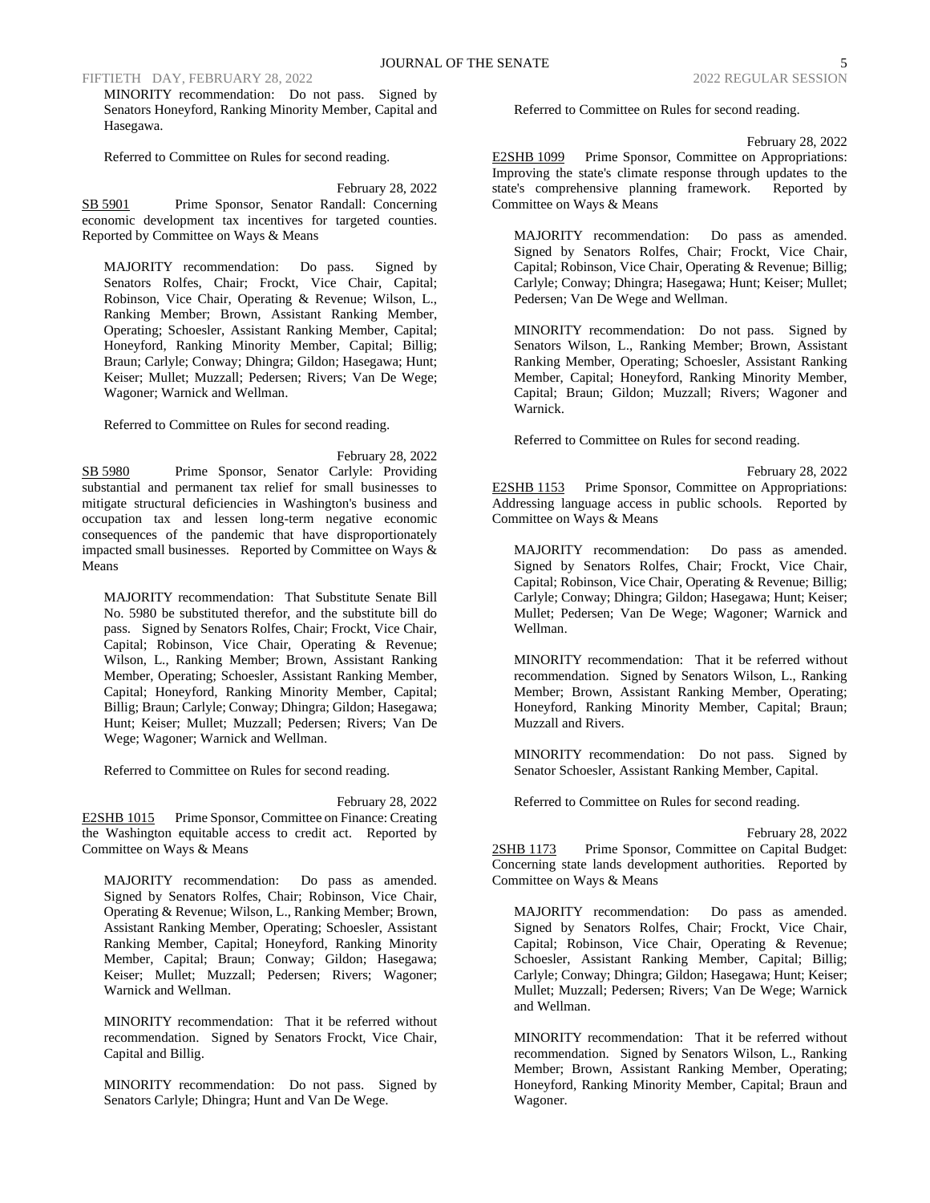MINORITY recommendation: Do not pass. Signed by Senators Honeyford, Ranking Minority Member, Capital and Hasegawa.

Referred to Committee on Rules for second reading.

February 28, 2022

SB 5901 Prime Sponsor, Senator Randall: Concerning economic development tax incentives for targeted counties. Reported by Committee on Ways & Means

MAJORITY recommendation: Do pass. Signed by Senators Rolfes, Chair; Frockt, Vice Chair, Capital; Robinson, Vice Chair, Operating & Revenue; Wilson, L., Ranking Member; Brown, Assistant Ranking Member, Operating; Schoesler, Assistant Ranking Member, Capital; Honeyford, Ranking Minority Member, Capital; Billig; Braun; Carlyle; Conway; Dhingra; Gildon; Hasegawa; Hunt; Keiser; Mullet; Muzzall; Pedersen; Rivers; Van De Wege; Wagoner; Warnick and Wellman.

Referred to Committee on Rules for second reading.

February 28, 2022

SB 5980 Prime Sponsor, Senator Carlyle: Providing substantial and permanent tax relief for small businesses to mitigate structural deficiencies in Washington's business and occupation tax and lessen long-term negative economic consequences of the pandemic that have disproportionately impacted small businesses. Reported by Committee on Ways & Means

MAJORITY recommendation: That Substitute Senate Bill No. 5980 be substituted therefor, and the substitute bill do pass. Signed by Senators Rolfes, Chair; Frockt, Vice Chair, Capital; Robinson, Vice Chair, Operating & Revenue; Wilson, L., Ranking Member; Brown, Assistant Ranking Member, Operating; Schoesler, Assistant Ranking Member, Capital; Honeyford, Ranking Minority Member, Capital; Billig; Braun; Carlyle; Conway; Dhingra; Gildon; Hasegawa; Hunt; Keiser; Mullet; Muzzall; Pedersen; Rivers; Van De Wege; Wagoner; Warnick and Wellman.

Referred to Committee on Rules for second reading.

February 28, 2022

E2SHB 1015 Prime Sponsor, Committee on Finance: Creating the Washington equitable access to credit act. Reported by Committee on Ways & Means

MAJORITY recommendation: Do pass as amended. Signed by Senators Rolfes, Chair; Robinson, Vice Chair, Operating & Revenue; Wilson, L., Ranking Member; Brown, Assistant Ranking Member, Operating; Schoesler, Assistant Ranking Member, Capital; Honeyford, Ranking Minority Member, Capital; Braun; Conway; Gildon; Hasegawa; Keiser; Mullet; Muzzall; Pedersen; Rivers; Wagoner; Warnick and Wellman.

MINORITY recommendation: That it be referred without recommendation. Signed by Senators Frockt, Vice Chair, Capital and Billig.

MINORITY recommendation: Do not pass. Signed by Senators Carlyle; Dhingra; Hunt and Van De Wege.

Referred to Committee on Rules for second reading.

February 28, 2022

E2SHB 1099 Prime Sponsor, Committee on Appropriations: Improving the state's climate response through updates to the state's comprehensive planning framework. Reported by Committee on Ways & Means

MAJORITY recommendation: Do pass as amended. Signed by Senators Rolfes, Chair; Frockt, Vice Chair, Capital; Robinson, Vice Chair, Operating & Revenue; Billig; Carlyle; Conway; Dhingra; Hasegawa; Hunt; Keiser; Mullet; Pedersen; Van De Wege and Wellman.

MINORITY recommendation: Do not pass. Signed by Senators Wilson, L., Ranking Member; Brown, Assistant Ranking Member, Operating; Schoesler, Assistant Ranking Member, Capital; Honeyford, Ranking Minority Member, Capital; Braun; Gildon; Muzzall; Rivers; Wagoner and Warnick.

Referred to Committee on Rules for second reading.

February 28, 2022

E2SHB 1153 Prime Sponsor, Committee on Appropriations: Addressing language access in public schools. Reported by Committee on Ways & Means

MAJORITY recommendation: Do pass as amended. Signed by Senators Rolfes, Chair; Frockt, Vice Chair, Capital; Robinson, Vice Chair, Operating & Revenue; Billig; Carlyle; Conway; Dhingra; Gildon; Hasegawa; Hunt; Keiser; Mullet; Pedersen; Van De Wege; Wagoner; Warnick and Wellman.

MINORITY recommendation: That it be referred without recommendation. Signed by Senators Wilson, L., Ranking Member; Brown, Assistant Ranking Member, Operating; Honeyford, Ranking Minority Member, Capital; Braun; Muzzall and Rivers.

MINORITY recommendation: Do not pass. Signed by Senator Schoesler, Assistant Ranking Member, Capital.

Referred to Committee on Rules for second reading.

February 28, 2022

2SHB 1173 Prime Sponsor, Committee on Capital Budget: Concerning state lands development authorities. Reported by Committee on Ways & Means

MAJORITY recommendation: Do pass as amended. Signed by Senators Rolfes, Chair; Frockt, Vice Chair, Capital; Robinson, Vice Chair, Operating & Revenue; Schoesler, Assistant Ranking Member, Capital; Billig; Carlyle; Conway; Dhingra; Gildon; Hasegawa; Hunt; Keiser; Mullet; Muzzall; Pedersen; Rivers; Van De Wege; Warnick and Wellman.

MINORITY recommendation: That it be referred without recommendation. Signed by Senators Wilson, L., Ranking Member; Brown, Assistant Ranking Member, Operating; Honeyford, Ranking Minority Member, Capital; Braun and Wagoner.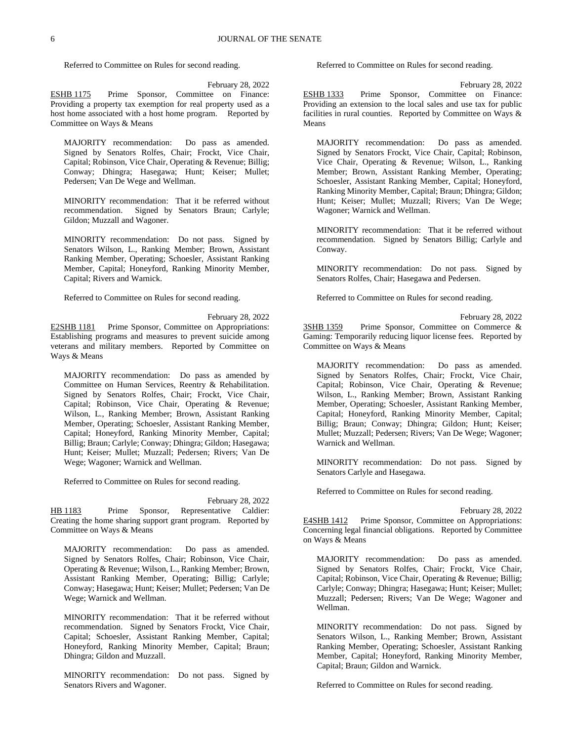Referred to Committee on Rules for second reading.

February 28, 2022

ESHB 1175 Prime Sponsor, Committee on Finance: Providing a property tax exemption for real property used as a host home associated with a host home program. Reported by Committee on Ways & Means

MAJORITY recommendation: Do pass as amended. Signed by Senators Rolfes, Chair; Frockt, Vice Chair, Capital; Robinson, Vice Chair, Operating & Revenue; Billig; Conway; Dhingra; Hasegawa; Hunt; Keiser; Mullet; Pedersen; Van De Wege and Wellman.

MINORITY recommendation: That it be referred without recommendation. Signed by Senators Braun; Carlyle; Gildon; Muzzall and Wagoner.

MINORITY recommendation: Do not pass. Signed by Senators Wilson, L., Ranking Member; Brown, Assistant Ranking Member, Operating; Schoesler, Assistant Ranking Member, Capital; Honeyford, Ranking Minority Member, Capital; Rivers and Warnick.

Referred to Committee on Rules for second reading.

February 28, 2022

E2SHB 1181 Prime Sponsor, Committee on Appropriations: Establishing programs and measures to prevent suicide among veterans and military members. Reported by Committee on Ways & Means

MAJORITY recommendation: Do pass as amended by Committee on Human Services, Reentry & Rehabilitation. Signed by Senators Rolfes, Chair; Frockt, Vice Chair, Capital; Robinson, Vice Chair, Operating & Revenue; Wilson, L., Ranking Member; Brown, Assistant Ranking Member, Operating; Schoesler, Assistant Ranking Member, Capital; Honeyford, Ranking Minority Member, Capital; Billig; Braun; Carlyle; Conway; Dhingra; Gildon; Hasegawa; Hunt; Keiser; Mullet; Muzzall; Pedersen; Rivers; Van De Wege; Wagoner; Warnick and Wellman.

Referred to Committee on Rules for second reading.

February 28, 2022

HB 1183 Prime Sponsor, Representative Caldier: Creating the home sharing support grant program. Reported by Committee on Ways & Means

MAJORITY recommendation: Do pass as amended. Signed by Senators Rolfes, Chair; Robinson, Vice Chair, Operating & Revenue; Wilson, L., Ranking Member; Brown, Assistant Ranking Member, Operating; Billig; Carlyle; Conway; Hasegawa; Hunt; Keiser; Mullet; Pedersen; Van De Wege; Warnick and Wellman.

MINORITY recommendation: That it be referred without recommendation. Signed by Senators Frockt, Vice Chair, Capital; Schoesler, Assistant Ranking Member, Capital; Honeyford, Ranking Minority Member, Capital; Braun; Dhingra; Gildon and Muzzall.

MINORITY recommendation: Do not pass. Signed by Senators Rivers and Wagoner.

Referred to Committee on Rules for second reading.

February 28, 2022

ESHB 1333 Prime Sponsor, Committee on Finance: Providing an extension to the local sales and use tax for public facilities in rural counties. Reported by Committee on Ways & Means

MAJORITY recommendation: Do pass as amended. Signed by Senators Frockt, Vice Chair, Capital; Robinson, Vice Chair, Operating & Revenue; Wilson, L., Ranking Member; Brown, Assistant Ranking Member, Operating; Schoesler, Assistant Ranking Member, Capital; Honeyford, Ranking Minority Member, Capital; Braun; Dhingra; Gildon; Hunt; Keiser; Mullet; Muzzall; Rivers; Van De Wege; Wagoner; Warnick and Wellman.

MINORITY recommendation: That it be referred without recommendation. Signed by Senators Billig; Carlyle and Conway.

MINORITY recommendation: Do not pass. Signed by Senators Rolfes, Chair; Hasegawa and Pedersen.

Referred to Committee on Rules for second reading.

February 28, 2022

3SHB 1359 Prime Sponsor, Committee on Commerce & Gaming: Temporarily reducing liquor license fees. Reported by Committee on Ways & Means

MAJORITY recommendation: Do pass as amended. Signed by Senators Rolfes, Chair; Frockt, Vice Chair, Capital; Robinson, Vice Chair, Operating & Revenue; Wilson, L., Ranking Member; Brown, Assistant Ranking Member, Operating; Schoesler, Assistant Ranking Member, Capital; Honeyford, Ranking Minority Member, Capital; Billig; Braun; Conway; Dhingra; Gildon; Hunt; Keiser; Mullet; Muzzall; Pedersen; Rivers; Van De Wege; Wagoner; Warnick and Wellman.

MINORITY recommendation: Do not pass. Signed by Senators Carlyle and Hasegawa.

Referred to Committee on Rules for second reading.

February 28, 2022

E4SHB 1412 Prime Sponsor, Committee on Appropriations: Concerning legal financial obligations. Reported by Committee on Ways & Means

MAJORITY recommendation: Do pass as amended. Signed by Senators Rolfes, Chair; Frockt, Vice Chair, Capital; Robinson, Vice Chair, Operating & Revenue; Billig; Carlyle; Conway; Dhingra; Hasegawa; Hunt; Keiser; Mullet; Muzzall; Pedersen; Rivers; Van De Wege; Wagoner and Wellman.

MINORITY recommendation: Do not pass. Signed by Senators Wilson, L., Ranking Member; Brown, Assistant Ranking Member, Operating; Schoesler, Assistant Ranking Member, Capital; Honeyford, Ranking Minority Member, Capital; Braun; Gildon and Warnick.

Referred to Committee on Rules for second reading.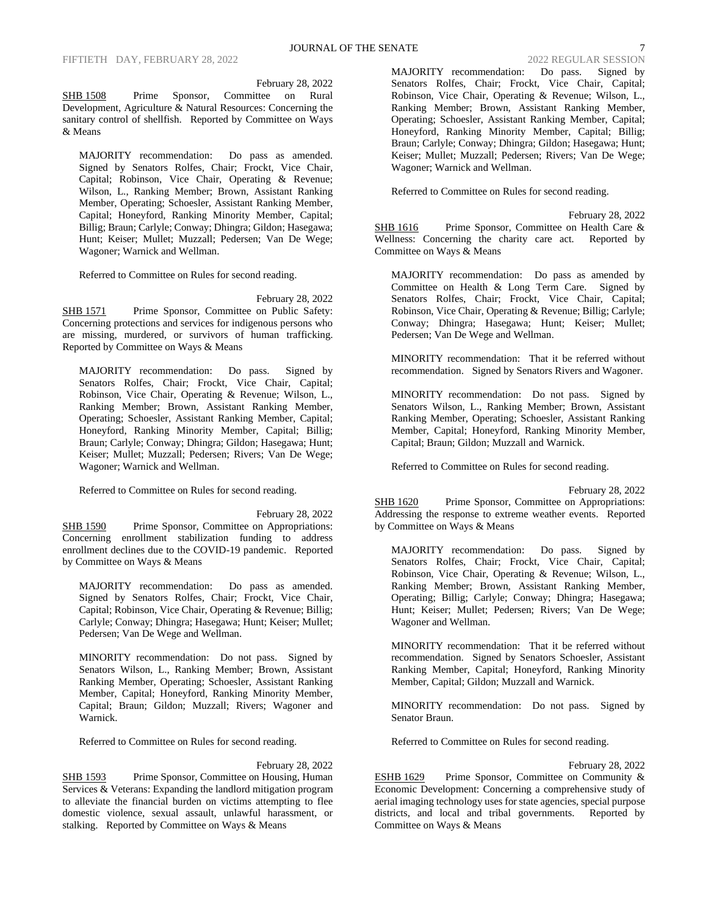February 28, 2022

SHB 1508 Prime Sponsor, Committee on Rural Development, Agriculture & Natural Resources: Concerning the sanitary control of shellfish. Reported by Committee on Ways & Means

MAJORITY recommendation: Do pass as amended. Signed by Senators Rolfes, Chair; Frockt, Vice Chair, Capital; Robinson, Vice Chair, Operating & Revenue; Wilson, L., Ranking Member; Brown, Assistant Ranking Member, Operating; Schoesler, Assistant Ranking Member, Capital; Honeyford, Ranking Minority Member, Capital; Billig; Braun; Carlyle; Conway; Dhingra; Gildon; Hasegawa; Hunt; Keiser; Mullet; Muzzall; Pedersen; Van De Wege; Wagoner; Warnick and Wellman.

Referred to Committee on Rules for second reading.

February 28, 2022

SHB 1571 Prime Sponsor, Committee on Public Safety: Concerning protections and services for indigenous persons who are missing, murdered, or survivors of human trafficking. Reported by Committee on Ways & Means

MAJORITY recommendation: Do pass. Signed by Senators Rolfes, Chair; Frockt, Vice Chair, Capital; Robinson, Vice Chair, Operating & Revenue; Wilson, L., Ranking Member; Brown, Assistant Ranking Member, Operating; Schoesler, Assistant Ranking Member, Capital; Honeyford, Ranking Minority Member, Capital; Billig; Braun; Carlyle; Conway; Dhingra; Gildon; Hasegawa; Hunt; Keiser; Mullet; Muzzall; Pedersen; Rivers; Van De Wege; Wagoner; Warnick and Wellman.

Referred to Committee on Rules for second reading.

February 28, 2022

SHB 1590 Prime Sponsor, Committee on Appropriations: Concerning enrollment stabilization funding to address enrollment declines due to the COVID-19 pandemic. Reported by Committee on Ways & Means

MAJORITY recommendation: Do pass as amended. Signed by Senators Rolfes, Chair; Frockt, Vice Chair, Capital; Robinson, Vice Chair, Operating & Revenue; Billig; Carlyle; Conway; Dhingra; Hasegawa; Hunt; Keiser; Mullet; Pedersen; Van De Wege and Wellman.

MINORITY recommendation: Do not pass. Signed by Senators Wilson, L., Ranking Member; Brown, Assistant Ranking Member, Operating; Schoesler, Assistant Ranking Member, Capital; Honeyford, Ranking Minority Member, Capital; Braun; Gildon; Muzzall; Rivers; Wagoner and Warnick.

Referred to Committee on Rules for second reading.

February 28, 2022

SHB 1593 Prime Sponsor, Committee on Housing, Human Services & Veterans: Expanding the landlord mitigation program to alleviate the financial burden on victims attempting to flee domestic violence, sexual assault, unlawful harassment, or stalking. Reported by Committee on Ways & Means

MAJORITY recommendation: Do pass. Signed by Senators Rolfes, Chair; Frockt, Vice Chair, Capital; Robinson, Vice Chair, Operating & Revenue; Wilson, L., Ranking Member; Brown, Assistant Ranking Member, Operating; Schoesler, Assistant Ranking Member, Capital; Honeyford, Ranking Minority Member, Capital; Billig; Braun; Carlyle; Conway; Dhingra; Gildon; Hasegawa; Hunt; Keiser; Mullet; Muzzall; Pedersen; Rivers; Van De Wege; Wagoner; Warnick and Wellman.

Referred to Committee on Rules for second reading.

February 28, 2022

SHB 1616 Prime Sponsor, Committee on Health Care & Wellness: Concerning the charity care act. Reported by Committee on Ways & Means

MAJORITY recommendation: Do pass as amended by Committee on Health & Long Term Care. Signed by Senators Rolfes, Chair; Frockt, Vice Chair, Capital; Robinson, Vice Chair, Operating & Revenue; Billig; Carlyle; Conway; Dhingra; Hasegawa; Hunt; Keiser; Mullet; Pedersen; Van De Wege and Wellman.

MINORITY recommendation: That it be referred without recommendation. Signed by Senators Rivers and Wagoner.

MINORITY recommendation: Do not pass. Signed by Senators Wilson, L., Ranking Member; Brown, Assistant Ranking Member, Operating; Schoesler, Assistant Ranking Member, Capital; Honeyford, Ranking Minority Member, Capital; Braun; Gildon; Muzzall and Warnick.

Referred to Committee on Rules for second reading.

February 28, 2022

SHB 1620 Prime Sponsor, Committee on Appropriations: Addressing the response to extreme weather events. Reported by Committee on Ways & Means

MAJORITY recommendation: Do pass. Signed by Senators Rolfes, Chair; Frockt, Vice Chair, Capital; Robinson, Vice Chair, Operating & Revenue; Wilson, L., Ranking Member; Brown, Assistant Ranking Member, Operating; Billig; Carlyle; Conway; Dhingra; Hasegawa; Hunt; Keiser; Mullet; Pedersen; Rivers; Van De Wege; Wagoner and Wellman.

MINORITY recommendation: That it be referred without recommendation. Signed by Senators Schoesler, Assistant Ranking Member, Capital; Honeyford, Ranking Minority Member, Capital; Gildon; Muzzall and Warnick.

MINORITY recommendation: Do not pass. Signed by Senator Braun.

Referred to Committee on Rules for second reading.

February 28, 2022

ESHB 1629 Prime Sponsor, Committee on Community & Economic Development: Concerning a comprehensive study of aerial imaging technology uses for state agencies, special purpose districts, and local and tribal governments. Reported by Committee on Ways & Means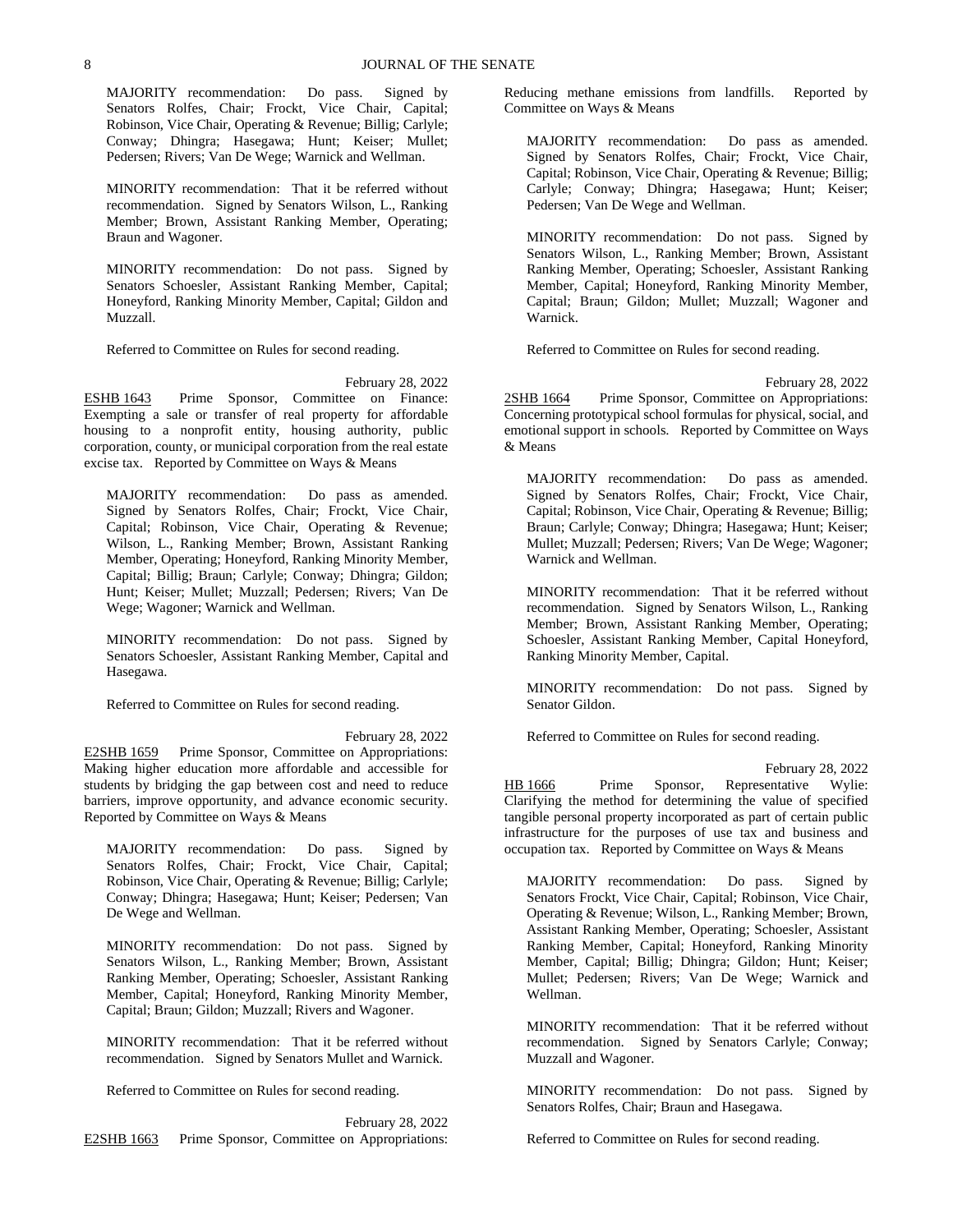MAJORITY recommendation: Do pass. Signed by Senators Rolfes, Chair; Frockt, Vice Chair, Capital; Robinson, Vice Chair, Operating & Revenue; Billig; Carlyle; Conway; Dhingra; Hasegawa; Hunt; Keiser; Mullet; Pedersen; Rivers; Van De Wege; Warnick and Wellman.

MINORITY recommendation: That it be referred without recommendation. Signed by Senators Wilson, L., Ranking Member; Brown, Assistant Ranking Member, Operating; Braun and Wagoner.

MINORITY recommendation: Do not pass. Signed by Senators Schoesler, Assistant Ranking Member, Capital; Honeyford, Ranking Minority Member, Capital; Gildon and Muzzall.

Referred to Committee on Rules for second reading.

February 28, 2022

ESHB 1643 Prime Sponsor, Committee on Finance: Exempting a sale or transfer of real property for affordable housing to a nonprofit entity, housing authority, public corporation, county, or municipal corporation from the real estate excise tax. Reported by Committee on Ways & Means

MAJORITY recommendation: Do pass as amended. Signed by Senators Rolfes, Chair; Frockt, Vice Chair, Capital; Robinson, Vice Chair, Operating & Revenue; Wilson, L., Ranking Member; Brown, Assistant Ranking Member, Operating; Honeyford, Ranking Minority Member, Capital; Billig; Braun; Carlyle; Conway; Dhingra; Gildon; Hunt; Keiser; Mullet; Muzzall; Pedersen; Rivers; Van De Wege; Wagoner; Warnick and Wellman.

MINORITY recommendation: Do not pass. Signed by Senators Schoesler, Assistant Ranking Member, Capital and Hasegawa.

Referred to Committee on Rules for second reading.

February 28, 2022

E2SHB 1659 Prime Sponsor, Committee on Appropriations: Making higher education more affordable and accessible for students by bridging the gap between cost and need to reduce barriers, improve opportunity, and advance economic security. Reported by Committee on Ways & Means

MAJORITY recommendation: Do pass. Signed by Senators Rolfes, Chair; Frockt, Vice Chair, Capital; Robinson, Vice Chair, Operating & Revenue; Billig; Carlyle; Conway; Dhingra; Hasegawa; Hunt; Keiser; Pedersen; Van De Wege and Wellman.

MINORITY recommendation: Do not pass. Signed by Senators Wilson, L., Ranking Member; Brown, Assistant Ranking Member, Operating; Schoesler, Assistant Ranking Member, Capital; Honeyford, Ranking Minority Member, Capital; Braun; Gildon; Muzzall; Rivers and Wagoner.

MINORITY recommendation: That it be referred without recommendation. Signed by Senators Mullet and Warnick.

Referred to Committee on Rules for second reading.

February 28, 2022

E2SHB 1663 Prime Sponsor, Committee on Appropriations: Reducing methane emissions from landfills. Reported by Committee on Ways & Means

MAJORITY recommendation: Do pass as amended. Signed by Senators Rolfes, Chair; Frockt, Vice Chair, Capital; Robinson, Vice Chair, Operating & Revenue; Billig; Carlyle; Conway; Dhingra; Hasegawa; Hunt; Keiser; Pedersen; Van De Wege and Wellman.

MINORITY recommendation: Do not pass. Signed by Senators Wilson, L., Ranking Member; Brown, Assistant Ranking Member, Operating; Schoesler, Assistant Ranking Member, Capital; Honeyford, Ranking Minority Member, Capital; Braun; Gildon; Mullet; Muzzall; Wagoner and Warnick.

Referred to Committee on Rules for second reading.

February 28, 2022

2SHB 1664 Prime Sponsor, Committee on Appropriations: Concerning prototypical school formulas for physical, social, and emotional support in schools. Reported by Committee on Ways & Means

MAJORITY recommendation: Do pass as amended. Signed by Senators Rolfes, Chair; Frockt, Vice Chair, Capital; Robinson, Vice Chair, Operating & Revenue; Billig; Braun; Carlyle; Conway; Dhingra; Hasegawa; Hunt; Keiser; Mullet; Muzzall; Pedersen; Rivers; Van De Wege; Wagoner; Warnick and Wellman.

MINORITY recommendation: That it be referred without recommendation. Signed by Senators Wilson, L., Ranking Member; Brown, Assistant Ranking Member, Operating; Schoesler, Assistant Ranking Member, Capital Honeyford, Ranking Minority Member, Capital.

MINORITY recommendation: Do not pass. Signed by Senator Gildon.

Referred to Committee on Rules for second reading.

February 28, 2022

HB 1666 Prime Sponsor, Representative Wylie: Clarifying the method for determining the value of specified tangible personal property incorporated as part of certain public infrastructure for the purposes of use tax and business and occupation tax. Reported by Committee on Ways & Means

MAJORITY recommendation: Do pass. Signed by Senators Frockt, Vice Chair, Capital; Robinson, Vice Chair, Operating & Revenue; Wilson, L., Ranking Member; Brown, Assistant Ranking Member, Operating; Schoesler, Assistant Ranking Member, Capital; Honeyford, Ranking Minority Member, Capital; Billig; Dhingra; Gildon; Hunt; Keiser; Mullet; Pedersen; Rivers; Van De Wege; Warnick and Wellman.

MINORITY recommendation: That it be referred without recommendation. Signed by Senators Carlyle; Conway; Muzzall and Wagoner.

MINORITY recommendation: Do not pass. Signed by Senators Rolfes, Chair; Braun and Hasegawa.

Referred to Committee on Rules for second reading.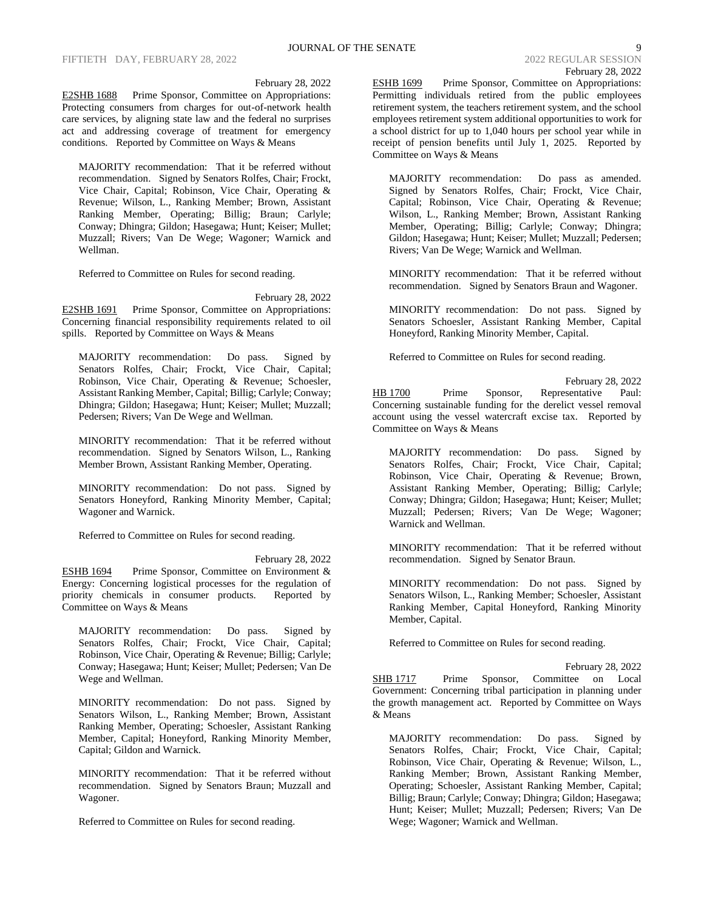February 28, 2022

E2SHB 1688 Prime Sponsor, Committee on Appropriations: Protecting consumers from charges for out-of-network health care services, by aligning state law and the federal no surprises act and addressing coverage of treatment for emergency conditions. Reported by Committee on Ways & Means

MAJORITY recommendation: That it be referred without recommendation. Signed by Senators Rolfes, Chair; Frockt, Vice Chair, Capital; Robinson, Vice Chair, Operating & Revenue; Wilson, L., Ranking Member; Brown, Assistant Ranking Member, Operating; Billig; Braun; Carlyle; Conway; Dhingra; Gildon; Hasegawa; Hunt; Keiser; Mullet; Muzzall; Rivers; Van De Wege; Wagoner; Warnick and Wellman.

Referred to Committee on Rules for second reading.

February 28, 2022

E2SHB 1691 Prime Sponsor, Committee on Appropriations: Concerning financial responsibility requirements related to oil spills. Reported by Committee on Ways & Means

MAJORITY recommendation: Do pass. Signed by Senators Rolfes, Chair; Frockt, Vice Chair, Capital; Robinson, Vice Chair, Operating & Revenue; Schoesler, Assistant Ranking Member, Capital; Billig; Carlyle; Conway; Dhingra; Gildon; Hasegawa; Hunt; Keiser; Mullet; Muzzall; Pedersen; Rivers; Van De Wege and Wellman.

MINORITY recommendation: That it be referred without recommendation. Signed by Senators Wilson, L., Ranking Member Brown, Assistant Ranking Member, Operating.

MINORITY recommendation: Do not pass. Signed by Senators Honeyford, Ranking Minority Member, Capital; Wagoner and Warnick.

Referred to Committee on Rules for second reading.

February 28, 2022

ESHB 1694 Prime Sponsor, Committee on Environment & Energy: Concerning logistical processes for the regulation of priority chemicals in consumer products. Reported by Committee on Ways & Means

MAJORITY recommendation: Do pass. Signed by Senators Rolfes, Chair; Frockt, Vice Chair, Capital; Robinson, Vice Chair, Operating & Revenue; Billig; Carlyle; Conway; Hasegawa; Hunt; Keiser; Mullet; Pedersen; Van De Wege and Wellman.

MINORITY recommendation: Do not pass. Signed by Senators Wilson, L., Ranking Member; Brown, Assistant Ranking Member, Operating; Schoesler, Assistant Ranking Member, Capital; Honeyford, Ranking Minority Member, Capital; Gildon and Warnick.

MINORITY recommendation: That it be referred without recommendation. Signed by Senators Braun; Muzzall and Wagoner.

Referred to Committee on Rules for second reading.

February 28, 2022

ESHB 1699 Prime Sponsor, Committee on Appropriations: Permitting individuals retired from the public employees retirement system, the teachers retirement system, and the school employees retirement system additional opportunities to work for a school district for up to 1,040 hours per school year while in receipt of pension benefits until July 1, 2025. Reported by Committee on Ways & Means

MAJORITY recommendation: Do pass as amended. Signed by Senators Rolfes, Chair; Frockt, Vice Chair, Capital; Robinson, Vice Chair, Operating & Revenue; Wilson, L., Ranking Member; Brown, Assistant Ranking Member, Operating; Billig; Carlyle; Conway; Dhingra; Gildon; Hasegawa; Hunt; Keiser; Mullet; Muzzall; Pedersen; Rivers; Van De Wege; Warnick and Wellman.

MINORITY recommendation: That it be referred without recommendation. Signed by Senators Braun and Wagoner.

MINORITY recommendation: Do not pass. Signed by Senators Schoesler, Assistant Ranking Member, Capital Honeyford, Ranking Minority Member, Capital.

Referred to Committee on Rules for second reading.

February 28, 2022

HB 1700 Prime Sponsor, Representative Paul: Concerning sustainable funding for the derelict vessel removal account using the vessel watercraft excise tax. Reported by Committee on Ways & Means

MAJORITY recommendation: Do pass. Signed by Senators Rolfes, Chair; Frockt, Vice Chair, Capital; Robinson, Vice Chair, Operating & Revenue; Brown, Assistant Ranking Member, Operating; Billig; Carlyle; Conway; Dhingra; Gildon; Hasegawa; Hunt; Keiser; Mullet; Muzzall; Pedersen; Rivers; Van De Wege; Wagoner; Warnick and Wellman.

MINORITY recommendation: That it be referred without recommendation. Signed by Senator Braun.

MINORITY recommendation: Do not pass. Signed by Senators Wilson, L., Ranking Member; Schoesler, Assistant Ranking Member, Capital Honeyford, Ranking Minority Member, Capital.

Referred to Committee on Rules for second reading.

February 28, 2022

SHB 1717 Prime Sponsor, Committee on Local Government: Concerning tribal participation in planning under the growth management act. Reported by Committee on Ways & Means

MAJORITY recommendation: Do pass. Signed by Senators Rolfes, Chair; Frockt, Vice Chair, Capital; Robinson, Vice Chair, Operating & Revenue; Wilson, L., Ranking Member; Brown, Assistant Ranking Member, Operating; Schoesler, Assistant Ranking Member, Capital; Billig; Braun; Carlyle; Conway; Dhingra; Gildon; Hasegawa; Hunt; Keiser; Mullet; Muzzall; Pedersen; Rivers; Van De Wege; Wagoner; Warnick and Wellman.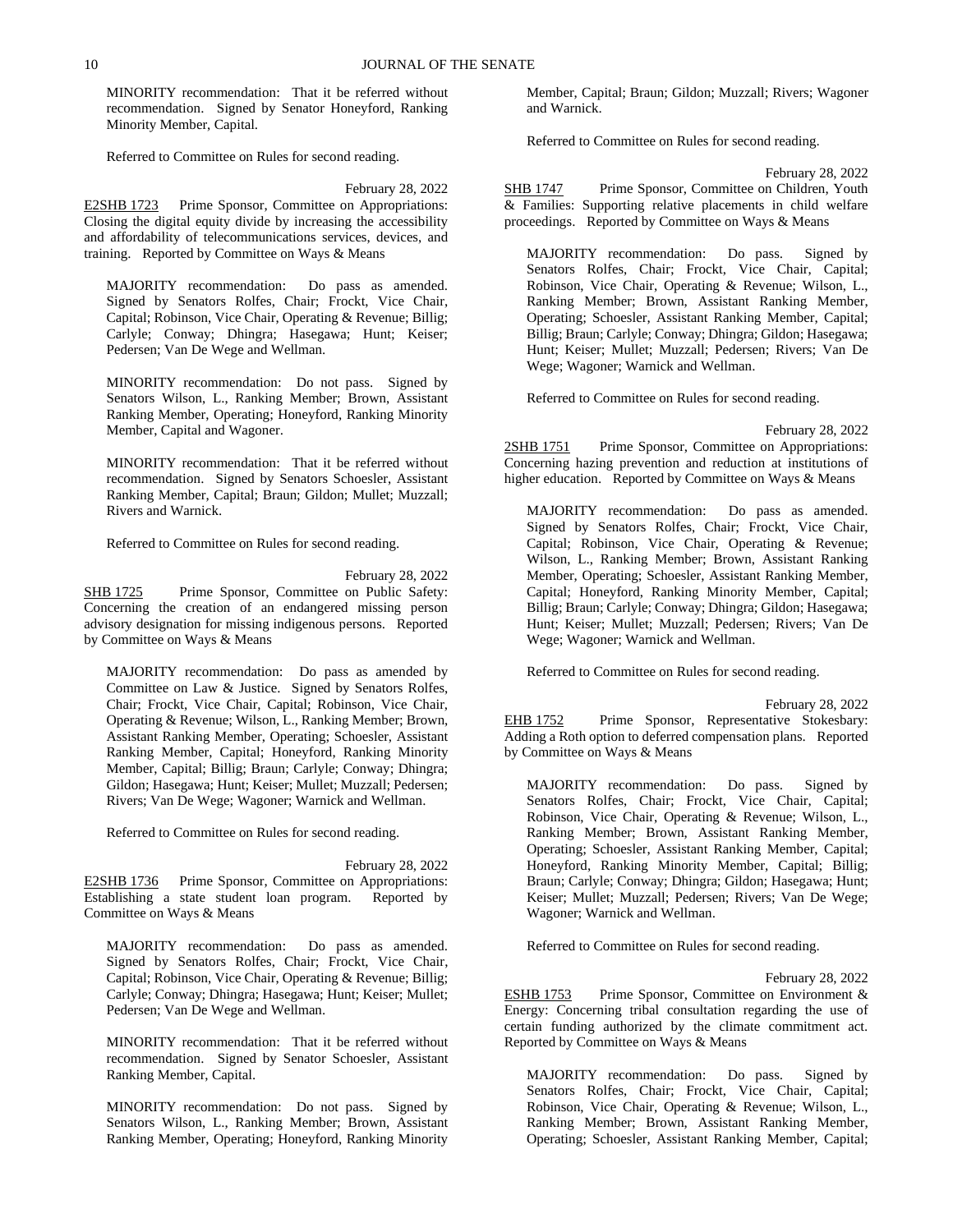MINORITY recommendation: That it be referred without recommendation. Signed by Senator Honeyford, Ranking Minority Member, Capital.

Referred to Committee on Rules for second reading.

February 28, 2022

E2SHB 1723 Prime Sponsor, Committee on Appropriations: Closing the digital equity divide by increasing the accessibility and affordability of telecommunications services, devices, and training. Reported by Committee on Ways & Means

MAJORITY recommendation: Do pass as amended. Signed by Senators Rolfes, Chair; Frockt, Vice Chair, Capital; Robinson, Vice Chair, Operating & Revenue; Billig; Carlyle; Conway; Dhingra; Hasegawa; Hunt; Keiser; Pedersen; Van De Wege and Wellman.

MINORITY recommendation: Do not pass. Signed by Senators Wilson, L., Ranking Member; Brown, Assistant Ranking Member, Operating; Honeyford, Ranking Minority Member, Capital and Wagoner.

MINORITY recommendation: That it be referred without recommendation. Signed by Senators Schoesler, Assistant Ranking Member, Capital; Braun; Gildon; Mullet; Muzzall; Rivers and Warnick.

Referred to Committee on Rules for second reading.

February 28, 2022

SHB 1725 Prime Sponsor, Committee on Public Safety: Concerning the creation of an endangered missing person advisory designation for missing indigenous persons. Reported by Committee on Ways & Means

MAJORITY recommendation: Do pass as amended by Committee on Law & Justice. Signed by Senators Rolfes, Chair; Frockt, Vice Chair, Capital; Robinson, Vice Chair, Operating & Revenue; Wilson, L., Ranking Member; Brown, Assistant Ranking Member, Operating; Schoesler, Assistant Ranking Member, Capital; Honeyford, Ranking Minority Member, Capital; Billig; Braun; Carlyle; Conway; Dhingra; Gildon; Hasegawa; Hunt; Keiser; Mullet; Muzzall; Pedersen; Rivers; Van De Wege; Wagoner; Warnick and Wellman.

Referred to Committee on Rules for second reading.

February 28, 2022

E2SHB 1736 Prime Sponsor, Committee on Appropriations: Establishing a state student loan program. Reported by Committee on Ways & Means

MAJORITY recommendation: Do pass as amended. Signed by Senators Rolfes, Chair; Frockt, Vice Chair, Capital; Robinson, Vice Chair, Operating & Revenue; Billig; Carlyle; Conway; Dhingra; Hasegawa; Hunt; Keiser; Mullet; Pedersen; Van De Wege and Wellman.

MINORITY recommendation: That it be referred without recommendation. Signed by Senator Schoesler, Assistant Ranking Member, Capital.

MINORITY recommendation: Do not pass. Signed by Senators Wilson, L., Ranking Member; Brown, Assistant Ranking Member, Operating; Honeyford, Ranking Minority Member, Capital; Braun; Gildon; Muzzall; Rivers; Wagoner and Warnick.

Referred to Committee on Rules for second reading.

February 28, 2022

SHB 1747 Prime Sponsor, Committee on Children, Youth & Families: Supporting relative placements in child welfare proceedings. Reported by Committee on Ways & Means

MAJORITY recommendation: Do pass. Signed by Senators Rolfes, Chair; Frockt, Vice Chair, Capital; Robinson, Vice Chair, Operating & Revenue; Wilson, L., Ranking Member; Brown, Assistant Ranking Member, Operating; Schoesler, Assistant Ranking Member, Capital; Billig; Braun; Carlyle; Conway; Dhingra; Gildon; Hasegawa; Hunt; Keiser; Mullet; Muzzall; Pedersen; Rivers; Van De Wege; Wagoner; Warnick and Wellman.

Referred to Committee on Rules for second reading.

February 28, 2022

2SHB 1751 Prime Sponsor, Committee on Appropriations: Concerning hazing prevention and reduction at institutions of higher education. Reported by Committee on Ways & Means

MAJORITY recommendation: Do pass as amended. Signed by Senators Rolfes, Chair; Frockt, Vice Chair, Capital; Robinson, Vice Chair, Operating & Revenue; Wilson, L., Ranking Member; Brown, Assistant Ranking Member, Operating; Schoesler, Assistant Ranking Member, Capital; Honeyford, Ranking Minority Member, Capital; Billig; Braun; Carlyle; Conway; Dhingra; Gildon; Hasegawa; Hunt; Keiser; Mullet; Muzzall; Pedersen; Rivers; Van De Wege; Wagoner; Warnick and Wellman.

Referred to Committee on Rules for second reading.

February 28, 2022

EHB 1752 Prime Sponsor, Representative Stokesbary: Adding a Roth option to deferred compensation plans. Reported by Committee on Ways & Means

MAJORITY recommendation: Do pass. Signed by Senators Rolfes, Chair; Frockt, Vice Chair, Capital; Robinson, Vice Chair, Operating & Revenue; Wilson, L., Ranking Member; Brown, Assistant Ranking Member, Operating; Schoesler, Assistant Ranking Member, Capital; Honeyford, Ranking Minority Member, Capital; Billig; Braun; Carlyle; Conway; Dhingra; Gildon; Hasegawa; Hunt; Keiser; Mullet; Muzzall; Pedersen; Rivers; Van De Wege; Wagoner; Warnick and Wellman.

Referred to Committee on Rules for second reading.

February 28, 2022

ESHB 1753 Prime Sponsor, Committee on Environment & Energy: Concerning tribal consultation regarding the use of certain funding authorized by the climate commitment act. Reported by Committee on Ways & Means

MAJORITY recommendation: Do pass. Signed by Senators Rolfes, Chair; Frockt, Vice Chair, Capital; Robinson, Vice Chair, Operating & Revenue; Wilson, L., Ranking Member; Brown, Assistant Ranking Member, Operating; Schoesler, Assistant Ranking Member, Capital;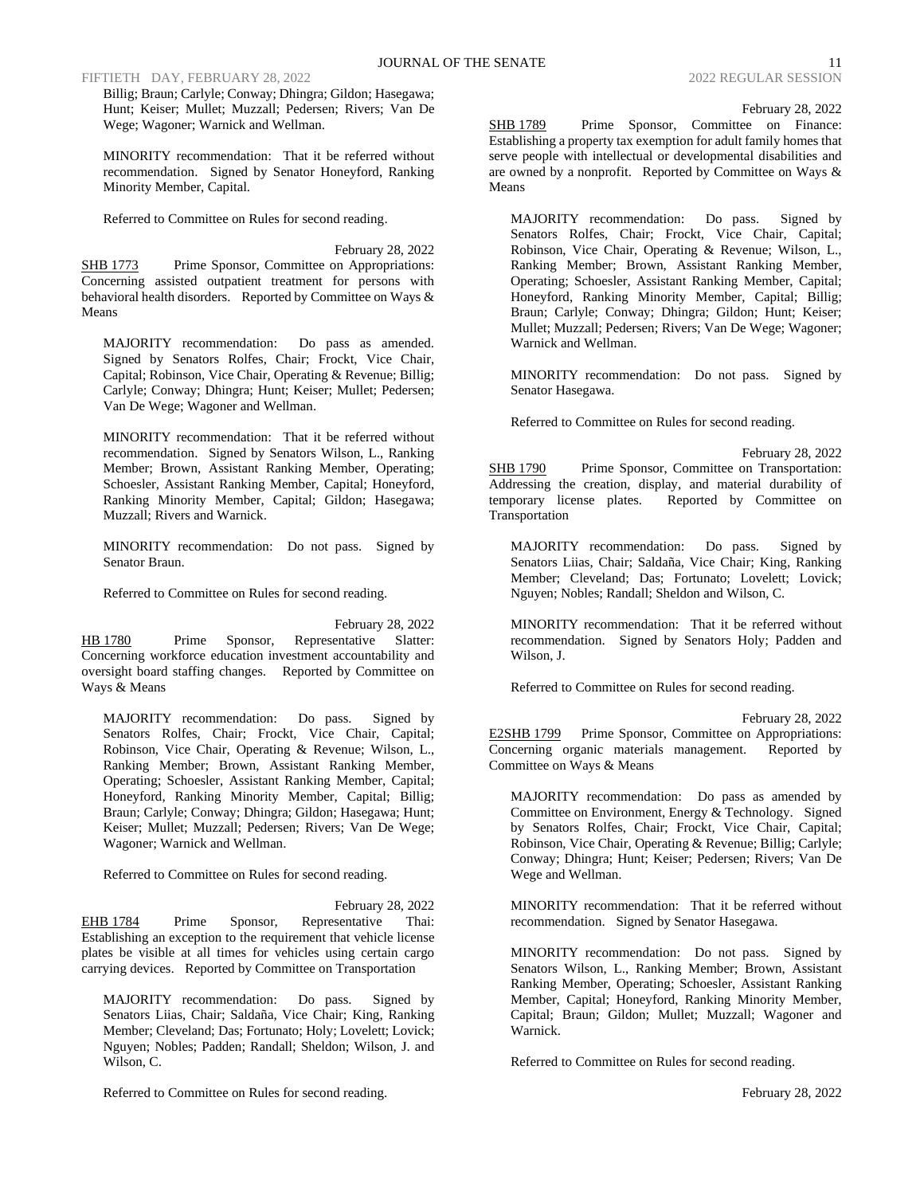Billig; Braun; Carlyle; Conway; Dhingra; Gildon; Hasegawa; Hunt; Keiser; Mullet; Muzzall; Pedersen; Rivers; Van De Wege; Wagoner; Warnick and Wellman.

MINORITY recommendation: That it be referred without recommendation. Signed by Senator Honeyford, Ranking Minority Member, Capital.

Referred to Committee on Rules for second reading.

February 28, 2022

SHB 1773 Prime Sponsor, Committee on Appropriations: Concerning assisted outpatient treatment for persons with behavioral health disorders. Reported by Committee on Ways & Means

MAJORITY recommendation: Do pass as amended. Signed by Senators Rolfes, Chair; Frockt, Vice Chair, Capital; Robinson, Vice Chair, Operating & Revenue; Billig; Carlyle; Conway; Dhingra; Hunt; Keiser; Mullet; Pedersen; Van De Wege; Wagoner and Wellman.

MINORITY recommendation: That it be referred without recommendation. Signed by Senators Wilson, L., Ranking Member; Brown, Assistant Ranking Member, Operating; Schoesler, Assistant Ranking Member, Capital; Honeyford, Ranking Minority Member, Capital; Gildon; Hasegawa; Muzzall; Rivers and Warnick.

MINORITY recommendation: Do not pass. Signed by Senator Braun.

Referred to Committee on Rules for second reading.

February 28, 2022

HB 1780 Prime Sponsor, Representative Slatter: Concerning workforce education investment accountability and oversight board staffing changes. Reported by Committee on Ways & Means

MAJORITY recommendation: Do pass. Signed by Senators Rolfes, Chair; Frockt, Vice Chair, Capital; Robinson, Vice Chair, Operating & Revenue; Wilson, L., Ranking Member; Brown, Assistant Ranking Member, Operating; Schoesler, Assistant Ranking Member, Capital; Honeyford, Ranking Minority Member, Capital; Billig; Braun; Carlyle; Conway; Dhingra; Gildon; Hasegawa; Hunt; Keiser; Mullet; Muzzall; Pedersen; Rivers; Van De Wege; Wagoner; Warnick and Wellman.

Referred to Committee on Rules for second reading.

February 28, 2022

EHB 1784 Prime Sponsor, Representative Thai: Establishing an exception to the requirement that vehicle license plates be visible at all times for vehicles using certain cargo carrying devices. Reported by Committee on Transportation

MAJORITY recommendation: Do pass. Signed by Senators Liias, Chair; Saldaña, Vice Chair; King, Ranking Member; Cleveland; Das; Fortunato; Holy; Lovelett; Lovick; Nguyen; Nobles; Padden; Randall; Sheldon; Wilson, J. and Wilson, C.

Referred to Committee on Rules for second reading.

February 28, 2022

SHB 1789 Prime Sponsor, Committee on Finance: Establishing a property tax exemption for adult family homes that serve people with intellectual or developmental disabilities and are owned by a nonprofit. Reported by Committee on Ways & Means

MAJORITY recommendation: Do pass. Signed by Senators Rolfes, Chair; Frockt, Vice Chair, Capital; Robinson, Vice Chair, Operating & Revenue; Wilson, L., Ranking Member; Brown, Assistant Ranking Member, Operating; Schoesler, Assistant Ranking Member, Capital; Honeyford, Ranking Minority Member, Capital; Billig; Braun; Carlyle; Conway; Dhingra; Gildon; Hunt; Keiser; Mullet; Muzzall; Pedersen; Rivers; Van De Wege; Wagoner; Warnick and Wellman.

MINORITY recommendation: Do not pass. Signed by Senator Hasegawa.

Referred to Committee on Rules for second reading.

February 28, 2022

SHB 1790 Prime Sponsor, Committee on Transportation: Addressing the creation, display, and material durability of temporary license plates. Reported by Committee on Transportation

MAJORITY recommendation: Do pass. Signed by Senators Liias, Chair; Saldaña, Vice Chair; King, Ranking Member; Cleveland; Das; Fortunato; Lovelett; Lovick; Nguyen; Nobles; Randall; Sheldon and Wilson, C.

MINORITY recommendation: That it be referred without recommendation. Signed by Senators Holy; Padden and Wilson, J.

Referred to Committee on Rules for second reading.

February 28, 2022

E2SHB 1799 Prime Sponsor, Committee on Appropriations: Concerning organic materials management. Reported by Committee on Ways & Means

MAJORITY recommendation: Do pass as amended by Committee on Environment, Energy & Technology. Signed by Senators Rolfes, Chair; Frockt, Vice Chair, Capital; Robinson, Vice Chair, Operating & Revenue; Billig; Carlyle; Conway; Dhingra; Hunt; Keiser; Pedersen; Rivers; Van De Wege and Wellman.

MINORITY recommendation: That it be referred without recommendation. Signed by Senator Hasegawa.

MINORITY recommendation: Do not pass. Signed by Senators Wilson, L., Ranking Member; Brown, Assistant Ranking Member, Operating; Schoesler, Assistant Ranking Member, Capital; Honeyford, Ranking Minority Member, Capital; Braun; Gildon; Mullet; Muzzall; Wagoner and Warnick.

Referred to Committee on Rules for second reading.

February 28, 2022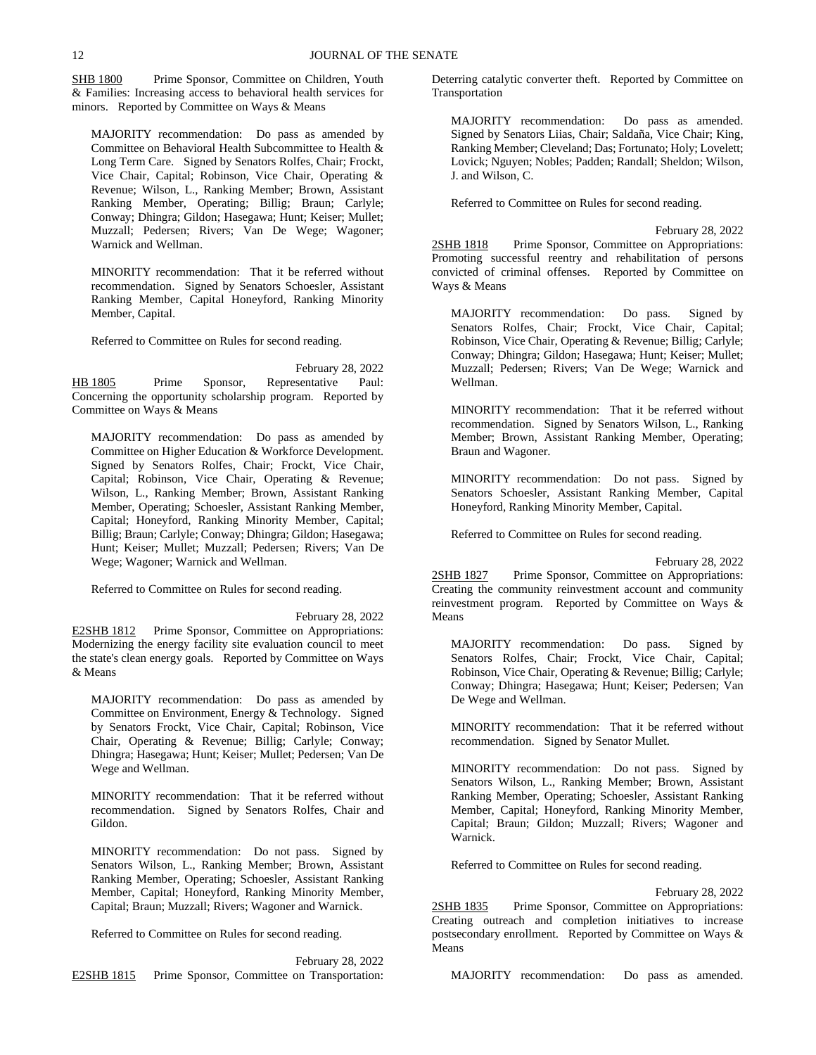SHB 1800 Prime Sponsor, Committee on Children, Youth & Families: Increasing access to behavioral health services for minors. Reported by Committee on Ways & Means

MAJORITY recommendation: Do pass as amended by Committee on Behavioral Health Subcommittee to Health & Long Term Care. Signed by Senators Rolfes, Chair; Frockt, Vice Chair, Capital; Robinson, Vice Chair, Operating & Revenue; Wilson, L., Ranking Member; Brown, Assistant Ranking Member, Operating; Billig; Braun; Carlyle; Conway; Dhingra; Gildon; Hasegawa; Hunt; Keiser; Mullet; Muzzall; Pedersen; Rivers; Van De Wege; Wagoner; Warnick and Wellman.

MINORITY recommendation: That it be referred without recommendation. Signed by Senators Schoesler, Assistant Ranking Member, Capital Honeyford, Ranking Minority Member, Capital.

Referred to Committee on Rules for second reading.

February 28, 2022

HB 1805 Prime Sponsor, Representative Paul: Concerning the opportunity scholarship program. Reported by Committee on Ways & Means

MAJORITY recommendation: Do pass as amended by Committee on Higher Education & Workforce Development. Signed by Senators Rolfes, Chair; Frockt, Vice Chair, Capital; Robinson, Vice Chair, Operating & Revenue; Wilson, L., Ranking Member; Brown, Assistant Ranking Member, Operating; Schoesler, Assistant Ranking Member, Capital; Honeyford, Ranking Minority Member, Capital; Billig; Braun; Carlyle; Conway; Dhingra; Gildon; Hasegawa; Hunt; Keiser; Mullet; Muzzall; Pedersen; Rivers; Van De Wege; Wagoner; Warnick and Wellman.

Referred to Committee on Rules for second reading.

February 28, 2022

E2SHB 1812 Prime Sponsor, Committee on Appropriations: Modernizing the energy facility site evaluation council to meet the state's clean energy goals. Reported by Committee on Ways & Means

MAJORITY recommendation: Do pass as amended by Committee on Environment, Energy & Technology. Signed by Senators Frockt, Vice Chair, Capital; Robinson, Vice Chair, Operating & Revenue; Billig; Carlyle; Conway; Dhingra; Hasegawa; Hunt; Keiser; Mullet; Pedersen; Van De Wege and Wellman.

MINORITY recommendation: That it be referred without recommendation. Signed by Senators Rolfes, Chair and Gildon.

MINORITY recommendation: Do not pass. Signed by Senators Wilson, L., Ranking Member; Brown, Assistant Ranking Member, Operating; Schoesler, Assistant Ranking Member, Capital; Honeyford, Ranking Minority Member, Capital; Braun; Muzzall; Rivers; Wagoner and Warnick.

Referred to Committee on Rules for second reading.

February 28, 2022

E2SHB 1815 Prime Sponsor, Committee on Transportation: Deterring catalytic converter theft. Reported by Committee on Transportation

MAJORITY recommendation: Do pass as amended. Signed by Senators Liias, Chair; Saldaña, Vice Chair; King, Ranking Member; Cleveland; Das; Fortunato; Holy; Lovelett; Lovick; Nguyen; Nobles; Padden; Randall; Sheldon; Wilson, J. and Wilson, C.

Referred to Committee on Rules for second reading.

February 28, 2022

2SHB 1818 Prime Sponsor, Committee on Appropriations: Promoting successful reentry and rehabilitation of persons convicted of criminal offenses. Reported by Committee on Ways & Means

MAJORITY recommendation: Do pass. Signed by Senators Rolfes, Chair; Frockt, Vice Chair, Capital; Robinson, Vice Chair, Operating & Revenue; Billig; Carlyle; Conway; Dhingra; Gildon; Hasegawa; Hunt; Keiser; Mullet; Muzzall; Pedersen; Rivers; Van De Wege; Warnick and Wellman.

MINORITY recommendation: That it be referred without recommendation. Signed by Senators Wilson, L., Ranking Member; Brown, Assistant Ranking Member, Operating; Braun and Wagoner.

MINORITY recommendation: Do not pass. Signed by Senators Schoesler, Assistant Ranking Member, Capital Honeyford, Ranking Minority Member, Capital.

Referred to Committee on Rules for second reading.

February 28, 2022

2SHB 1827 Prime Sponsor, Committee on Appropriations: Creating the community reinvestment account and community reinvestment program. Reported by Committee on Ways & Means

MAJORITY recommendation: Do pass. Signed by Senators Rolfes, Chair; Frockt, Vice Chair, Capital; Robinson, Vice Chair, Operating & Revenue; Billig; Carlyle; Conway; Dhingra; Hasegawa; Hunt; Keiser; Pedersen; Van De Wege and Wellman.

MINORITY recommendation: That it be referred without recommendation. Signed by Senator Mullet.

MINORITY recommendation: Do not pass. Signed by Senators Wilson, L., Ranking Member; Brown, Assistant Ranking Member, Operating; Schoesler, Assistant Ranking Member, Capital; Honeyford, Ranking Minority Member, Capital; Braun; Gildon; Muzzall; Rivers; Wagoner and Warnick.

Referred to Committee on Rules for second reading.

February 28, 2022

2SHB 1835 Prime Sponsor, Committee on Appropriations: Creating outreach and completion initiatives to increase postsecondary enrollment. Reported by Committee on Ways & Means

MAJORITY recommendation: Do pass as amended.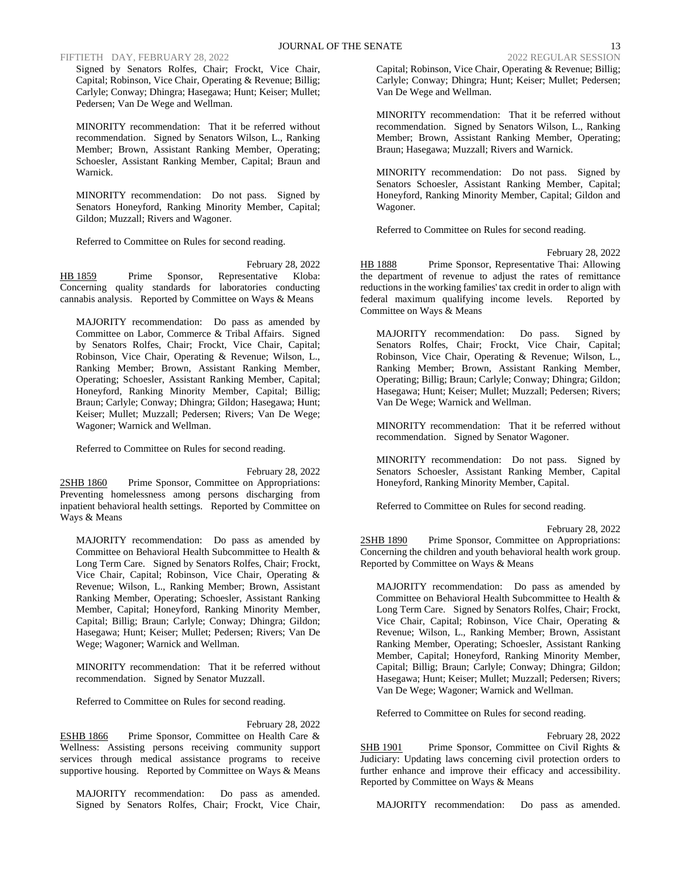Signed by Senators Rolfes, Chair; Frockt, Vice Chair, Capital; Robinson, Vice Chair, Operating & Revenue; Billig; Carlyle; Conway; Dhingra; Hasegawa; Hunt; Keiser; Mullet; Pedersen; Van De Wege and Wellman.

MINORITY recommendation: That it be referred without recommendation. Signed by Senators Wilson, L., Ranking Member; Brown, Assistant Ranking Member, Operating; Schoesler, Assistant Ranking Member, Capital; Braun and Warnick.

MINORITY recommendation: Do not pass. Signed by Senators Honeyford, Ranking Minority Member, Capital; Gildon; Muzzall; Rivers and Wagoner.

Referred to Committee on Rules for second reading.

February 28, 2022

HB 1859 Prime Sponsor, Representative Kloba: Concerning quality standards for laboratories conducting cannabis analysis. Reported by Committee on Ways & Means

MAJORITY recommendation: Do pass as amended by Committee on Labor, Commerce & Tribal Affairs. Signed by Senators Rolfes, Chair; Frockt, Vice Chair, Capital; Robinson, Vice Chair, Operating & Revenue; Wilson, L., Ranking Member; Brown, Assistant Ranking Member, Operating; Schoesler, Assistant Ranking Member, Capital; Honeyford, Ranking Minority Member, Capital; Billig; Braun; Carlyle; Conway; Dhingra; Gildon; Hasegawa; Hunt; Keiser; Mullet; Muzzall; Pedersen; Rivers; Van De Wege; Wagoner; Warnick and Wellman.

Referred to Committee on Rules for second reading.

February 28, 2022

2SHB 1860 Prime Sponsor, Committee on Appropriations: Preventing homelessness among persons discharging from inpatient behavioral health settings. Reported by Committee on Ways & Means

MAJORITY recommendation: Do pass as amended by Committee on Behavioral Health Subcommittee to Health & Long Term Care. Signed by Senators Rolfes, Chair; Frockt, Vice Chair, Capital; Robinson, Vice Chair, Operating & Revenue; Wilson, L., Ranking Member; Brown, Assistant Ranking Member, Operating; Schoesler, Assistant Ranking Member, Capital; Honeyford, Ranking Minority Member, Capital; Billig; Braun; Carlyle; Conway; Dhingra; Gildon; Hasegawa; Hunt; Keiser; Mullet; Pedersen; Rivers; Van De Wege; Wagoner; Warnick and Wellman.

MINORITY recommendation: That it be referred without recommendation. Signed by Senator Muzzall.

Referred to Committee on Rules for second reading.

February 28, 2022

ESHB 1866 Prime Sponsor, Committee on Health Care & Wellness: Assisting persons receiving community support services through medical assistance programs to receive supportive housing. Reported by Committee on Ways & Means

MAJORITY recommendation: Do pass as amended. Signed by Senators Rolfes, Chair; Frockt, Vice Chair, Capital; Robinson, Vice Chair, Operating & Revenue; Billig; Carlyle; Conway; Dhingra; Hunt; Keiser; Mullet; Pedersen; Van De Wege and Wellman.

MINORITY recommendation: That it be referred without recommendation. Signed by Senators Wilson, L., Ranking Member; Brown, Assistant Ranking Member, Operating; Braun; Hasegawa; Muzzall; Rivers and Warnick.

MINORITY recommendation: Do not pass. Signed by Senators Schoesler, Assistant Ranking Member, Capital; Honeyford, Ranking Minority Member, Capital; Gildon and Wagoner.

Referred to Committee on Rules for second reading.

February 28, 2022

HB 1888 Prime Sponsor, Representative Thai: Allowing the department of revenue to adjust the rates of remittance reductions in the working families' tax credit in order to align with federal maximum qualifying income levels. Reported by Committee on Ways & Means

MAJORITY recommendation: Do pass. Signed by Senators Rolfes, Chair; Frockt, Vice Chair, Capital; Robinson, Vice Chair, Operating & Revenue; Wilson, L., Ranking Member; Brown, Assistant Ranking Member, Operating; Billig; Braun; Carlyle; Conway; Dhingra; Gildon; Hasegawa; Hunt; Keiser; Mullet; Muzzall; Pedersen; Rivers; Van De Wege; Warnick and Wellman.

MINORITY recommendation: That it be referred without recommendation. Signed by Senator Wagoner.

MINORITY recommendation: Do not pass. Signed by Senators Schoesler, Assistant Ranking Member, Capital Honeyford, Ranking Minority Member, Capital.

Referred to Committee on Rules for second reading.

February 28, 2022

2SHB 1890 Prime Sponsor, Committee on Appropriations: Concerning the children and youth behavioral health work group. Reported by Committee on Ways & Means

MAJORITY recommendation: Do pass as amended by Committee on Behavioral Health Subcommittee to Health & Long Term Care. Signed by Senators Rolfes, Chair; Frockt, Vice Chair, Capital; Robinson, Vice Chair, Operating & Revenue; Wilson, L., Ranking Member; Brown, Assistant Ranking Member, Operating; Schoesler, Assistant Ranking Member, Capital; Honeyford, Ranking Minority Member, Capital; Billig; Braun; Carlyle; Conway; Dhingra; Gildon; Hasegawa; Hunt; Keiser; Mullet; Muzzall; Pedersen; Rivers; Van De Wege; Wagoner; Warnick and Wellman.

Referred to Committee on Rules for second reading.

February 28, 2022

SHB 1901 Prime Sponsor, Committee on Civil Rights & Judiciary: Updating laws concerning civil protection orders to further enhance and improve their efficacy and accessibility. Reported by Committee on Ways & Means

MAJORITY recommendation: Do pass as amended.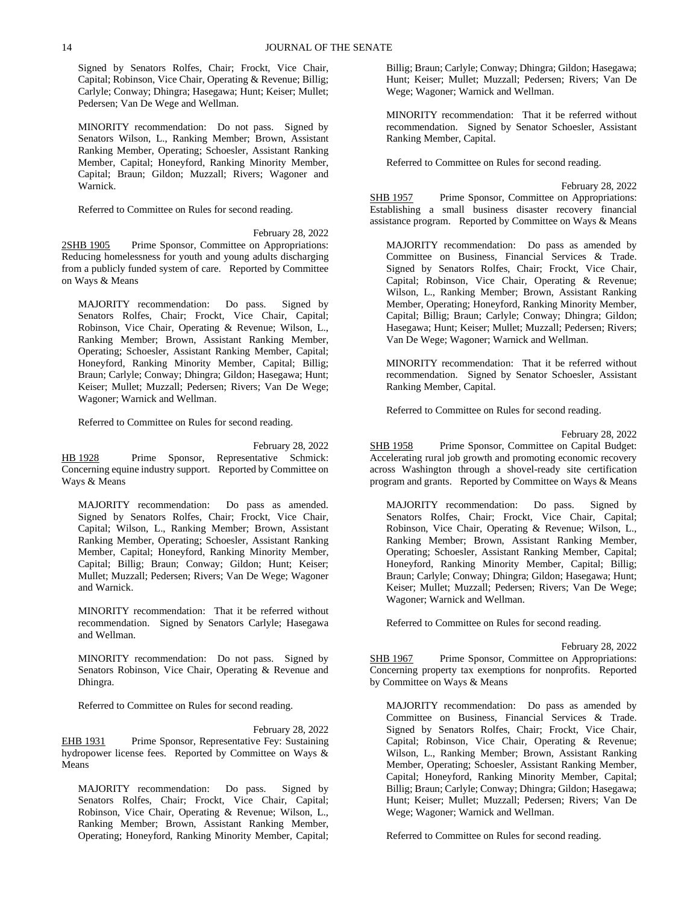Signed by Senators Rolfes, Chair; Frockt, Vice Chair, Capital; Robinson, Vice Chair, Operating & Revenue; Billig; Carlyle; Conway; Dhingra; Hasegawa; Hunt; Keiser; Mullet; Pedersen; Van De Wege and Wellman.

MINORITY recommendation: Do not pass. Signed by Senators Wilson, L., Ranking Member; Brown, Assistant Ranking Member, Operating; Schoesler, Assistant Ranking Member, Capital; Honeyford, Ranking Minority Member, Capital; Braun; Gildon; Muzzall; Rivers; Wagoner and Warnick.

Referred to Committee on Rules for second reading.

February 28, 2022

2SHB 1905 Prime Sponsor, Committee on Appropriations: Reducing homelessness for youth and young adults discharging from a publicly funded system of care. Reported by Committee on Ways & Means

MAJORITY recommendation: Do pass. Signed by Senators Rolfes, Chair; Frockt, Vice Chair, Capital; Robinson, Vice Chair, Operating & Revenue; Wilson, L., Ranking Member; Brown, Assistant Ranking Member, Operating; Schoesler, Assistant Ranking Member, Capital; Honeyford, Ranking Minority Member, Capital; Billig; Braun; Carlyle; Conway; Dhingra; Gildon; Hasegawa; Hunt; Keiser; Mullet; Muzzall; Pedersen; Rivers; Van De Wege; Wagoner; Warnick and Wellman.

Referred to Committee on Rules for second reading.

February 28, 2022

HB 1928 Prime Sponsor, Representative Schmick: Concerning equine industry support. Reported by Committee on Ways & Means

MAJORITY recommendation: Do pass as amended. Signed by Senators Rolfes, Chair; Frockt, Vice Chair, Capital; Wilson, L., Ranking Member; Brown, Assistant Ranking Member, Operating; Schoesler, Assistant Ranking Member, Capital; Honeyford, Ranking Minority Member, Capital; Billig; Braun; Conway; Gildon; Hunt; Keiser; Mullet; Muzzall; Pedersen; Rivers; Van De Wege; Wagoner and Warnick.

MINORITY recommendation: That it be referred without recommendation. Signed by Senators Carlyle; Hasegawa and Wellman.

MINORITY recommendation: Do not pass. Signed by Senators Robinson, Vice Chair, Operating & Revenue and Dhingra.

Referred to Committee on Rules for second reading.

February 28, 2022

EHB 1931 Prime Sponsor, Representative Fey: Sustaining hydropower license fees. Reported by Committee on Ways & Means

MAJORITY recommendation: Do pass. Signed by Senators Rolfes, Chair; Frockt, Vice Chair, Capital; Robinson, Vice Chair, Operating & Revenue; Wilson, L., Ranking Member; Brown, Assistant Ranking Member, Operating; Honeyford, Ranking Minority Member, Capital; Billig; Braun; Carlyle; Conway; Dhingra; Gildon; Hasegawa; Hunt; Keiser; Mullet; Muzzall; Pedersen; Rivers; Van De Wege; Wagoner; Warnick and Wellman.

MINORITY recommendation: That it be referred without recommendation. Signed by Senator Schoesler, Assistant Ranking Member, Capital.

Referred to Committee on Rules for second reading.

February 28, 2022

SHB 1957 Prime Sponsor, Committee on Appropriations: Establishing a small business disaster recovery financial assistance program. Reported by Committee on Ways & Means

MAJORITY recommendation: Do pass as amended by Committee on Business, Financial Services & Trade. Signed by Senators Rolfes, Chair; Frockt, Vice Chair, Capital; Robinson, Vice Chair, Operating & Revenue; Wilson, L., Ranking Member; Brown, Assistant Ranking Member, Operating; Honeyford, Ranking Minority Member, Capital; Billig; Braun; Carlyle; Conway; Dhingra; Gildon; Hasegawa; Hunt; Keiser; Mullet; Muzzall; Pedersen; Rivers; Van De Wege; Wagoner; Warnick and Wellman.

MINORITY recommendation: That it be referred without recommendation. Signed by Senator Schoesler, Assistant Ranking Member, Capital.

Referred to Committee on Rules for second reading.

February 28, 2022

SHB 1958 Prime Sponsor, Committee on Capital Budget: Accelerating rural job growth and promoting economic recovery across Washington through a shovel-ready site certification program and grants. Reported by Committee on Ways & Means

MAJORITY recommendation: Do pass. Signed by Senators Rolfes, Chair; Frockt, Vice Chair, Capital; Robinson, Vice Chair, Operating & Revenue; Wilson, L., Ranking Member; Brown, Assistant Ranking Member, Operating; Schoesler, Assistant Ranking Member, Capital; Honeyford, Ranking Minority Member, Capital; Billig; Braun; Carlyle; Conway; Dhingra; Gildon; Hasegawa; Hunt; Keiser; Mullet; Muzzall; Pedersen; Rivers; Van De Wege; Wagoner; Warnick and Wellman.

Referred to Committee on Rules for second reading.

February 28, 2022

SHB 1967 Prime Sponsor, Committee on Appropriations: Concerning property tax exemptions for nonprofits. Reported by Committee on Ways & Means

MAJORITY recommendation: Do pass as amended by Committee on Business, Financial Services & Trade. Signed by Senators Rolfes, Chair; Frockt, Vice Chair, Capital; Robinson, Vice Chair, Operating & Revenue; Wilson, L., Ranking Member; Brown, Assistant Ranking Member, Operating; Schoesler, Assistant Ranking Member, Capital; Honeyford, Ranking Minority Member, Capital; Billig; Braun; Carlyle; Conway; Dhingra; Gildon; Hasegawa; Hunt; Keiser; Mullet; Muzzall; Pedersen; Rivers; Van De Wege; Wagoner; Warnick and Wellman.

Referred to Committee on Rules for second reading.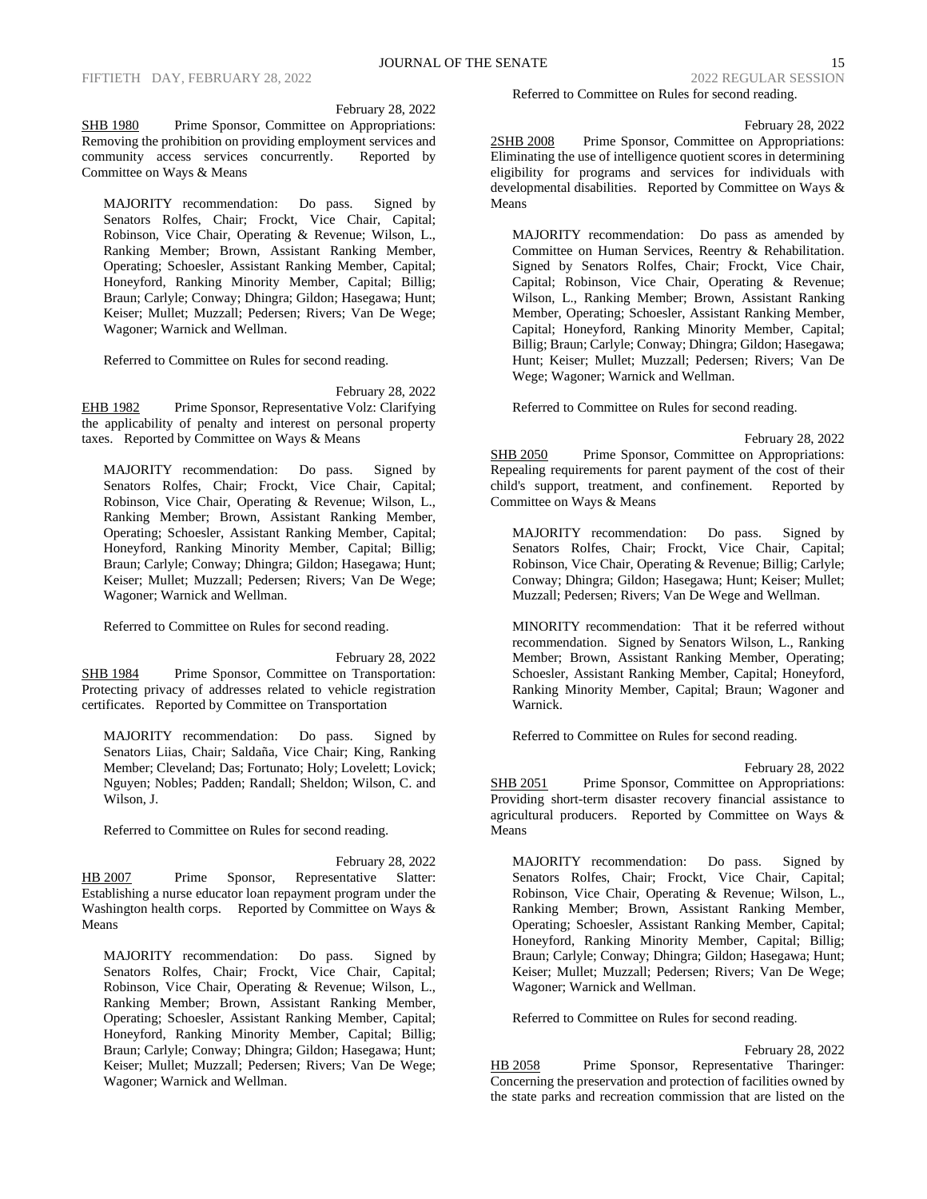February 28, 2022

SHB 1980 Prime Sponsor, Committee on Appropriations: Removing the prohibition on providing employment services and community access services concurrently. Reported by Committee on Ways & Means

MAJORITY recommendation: Do pass. Signed by Senators Rolfes, Chair; Frockt, Vice Chair, Capital; Robinson, Vice Chair, Operating & Revenue; Wilson, L., Ranking Member; Brown, Assistant Ranking Member, Operating; Schoesler, Assistant Ranking Member, Capital; Honeyford, Ranking Minority Member, Capital; Billig; Braun; Carlyle; Conway; Dhingra; Gildon; Hasegawa; Hunt; Keiser; Mullet; Muzzall; Pedersen; Rivers; Van De Wege; Wagoner; Warnick and Wellman.

Referred to Committee on Rules for second reading.

February 28, 2022

EHB 1982 Prime Sponsor, Representative Volz: Clarifying the applicability of penalty and interest on personal property taxes. Reported by Committee on Ways & Means

MAJORITY recommendation: Do pass. Signed by Senators Rolfes, Chair; Frockt, Vice Chair, Capital; Robinson, Vice Chair, Operating & Revenue; Wilson, L., Ranking Member; Brown, Assistant Ranking Member, Operating; Schoesler, Assistant Ranking Member, Capital; Honeyford, Ranking Minority Member, Capital; Billig; Braun; Carlyle; Conway; Dhingra; Gildon; Hasegawa; Hunt; Keiser; Mullet; Muzzall; Pedersen; Rivers; Van De Wege; Wagoner; Warnick and Wellman.

Referred to Committee on Rules for second reading.

February 28, 2022

SHB 1984 Prime Sponsor, Committee on Transportation: Protecting privacy of addresses related to vehicle registration certificates. Reported by Committee on Transportation

MAJORITY recommendation: Do pass. Signed by Senators Liias, Chair; Saldaña, Vice Chair; King, Ranking Member; Cleveland; Das; Fortunato; Holy; Lovelett; Lovick; Nguyen; Nobles; Padden; Randall; Sheldon; Wilson, C. and Wilson, J.

Referred to Committee on Rules for second reading.

February 28, 2022

HB 2007 Prime Sponsor, Representative Slatter: Establishing a nurse educator loan repayment program under the Washington health corps. Reported by Committee on Ways & Means

MAJORITY recommendation: Do pass. Signed by Senators Rolfes, Chair; Frockt, Vice Chair, Capital; Robinson, Vice Chair, Operating & Revenue; Wilson, L., Ranking Member; Brown, Assistant Ranking Member, Operating; Schoesler, Assistant Ranking Member, Capital; Honeyford, Ranking Minority Member, Capital; Billig; Braun; Carlyle; Conway; Dhingra; Gildon; Hasegawa; Hunt; Keiser; Mullet; Muzzall; Pedersen; Rivers; Van De Wege; Wagoner; Warnick and Wellman.

Referred to Committee on Rules for second reading.

February 28, 2022

2SHB 2008 Prime Sponsor, Committee on Appropriations: Eliminating the use of intelligence quotient scores in determining eligibility for programs and services for individuals with developmental disabilities. Reported by Committee on Ways & Means

MAJORITY recommendation: Do pass as amended by Committee on Human Services, Reentry & Rehabilitation. Signed by Senators Rolfes, Chair; Frockt, Vice Chair, Capital; Robinson, Vice Chair, Operating & Revenue; Wilson, L., Ranking Member; Brown, Assistant Ranking Member, Operating; Schoesler, Assistant Ranking Member, Capital; Honeyford, Ranking Minority Member, Capital; Billig; Braun; Carlyle; Conway; Dhingra; Gildon; Hasegawa; Hunt; Keiser; Mullet; Muzzall; Pedersen; Rivers; Van De Wege; Wagoner; Warnick and Wellman.

Referred to Committee on Rules for second reading.

February 28, 2022

SHB 2050 Prime Sponsor, Committee on Appropriations: Repealing requirements for parent payment of the cost of their child's support, treatment, and confinement. Reported by Committee on Ways & Means

MAJORITY recommendation: Do pass. Signed by Senators Rolfes, Chair; Frockt, Vice Chair, Capital; Robinson, Vice Chair, Operating & Revenue; Billig; Carlyle; Conway; Dhingra; Gildon; Hasegawa; Hunt; Keiser; Mullet; Muzzall; Pedersen; Rivers; Van De Wege and Wellman.

MINORITY recommendation: That it be referred without recommendation. Signed by Senators Wilson, L., Ranking Member; Brown, Assistant Ranking Member, Operating; Schoesler, Assistant Ranking Member, Capital; Honeyford, Ranking Minority Member, Capital; Braun; Wagoner and Warnick.

Referred to Committee on Rules for second reading.

February 28, 2022

SHB 2051 Prime Sponsor, Committee on Appropriations: Providing short-term disaster recovery financial assistance to agricultural producers. Reported by Committee on Ways & Means

MAJORITY recommendation: Do pass. Signed by Senators Rolfes, Chair; Frockt, Vice Chair, Capital; Robinson, Vice Chair, Operating & Revenue; Wilson, L., Ranking Member; Brown, Assistant Ranking Member, Operating; Schoesler, Assistant Ranking Member, Capital; Honeyford, Ranking Minority Member, Capital; Billig; Braun; Carlyle; Conway; Dhingra; Gildon; Hasegawa; Hunt; Keiser; Mullet; Muzzall; Pedersen; Rivers; Van De Wege; Wagoner; Warnick and Wellman.

Referred to Committee on Rules for second reading.

February 28, 2022

HB 2058 Prime Sponsor, Representative Tharinger: Concerning the preservation and protection of facilities owned by the state parks and recreation commission that are listed on the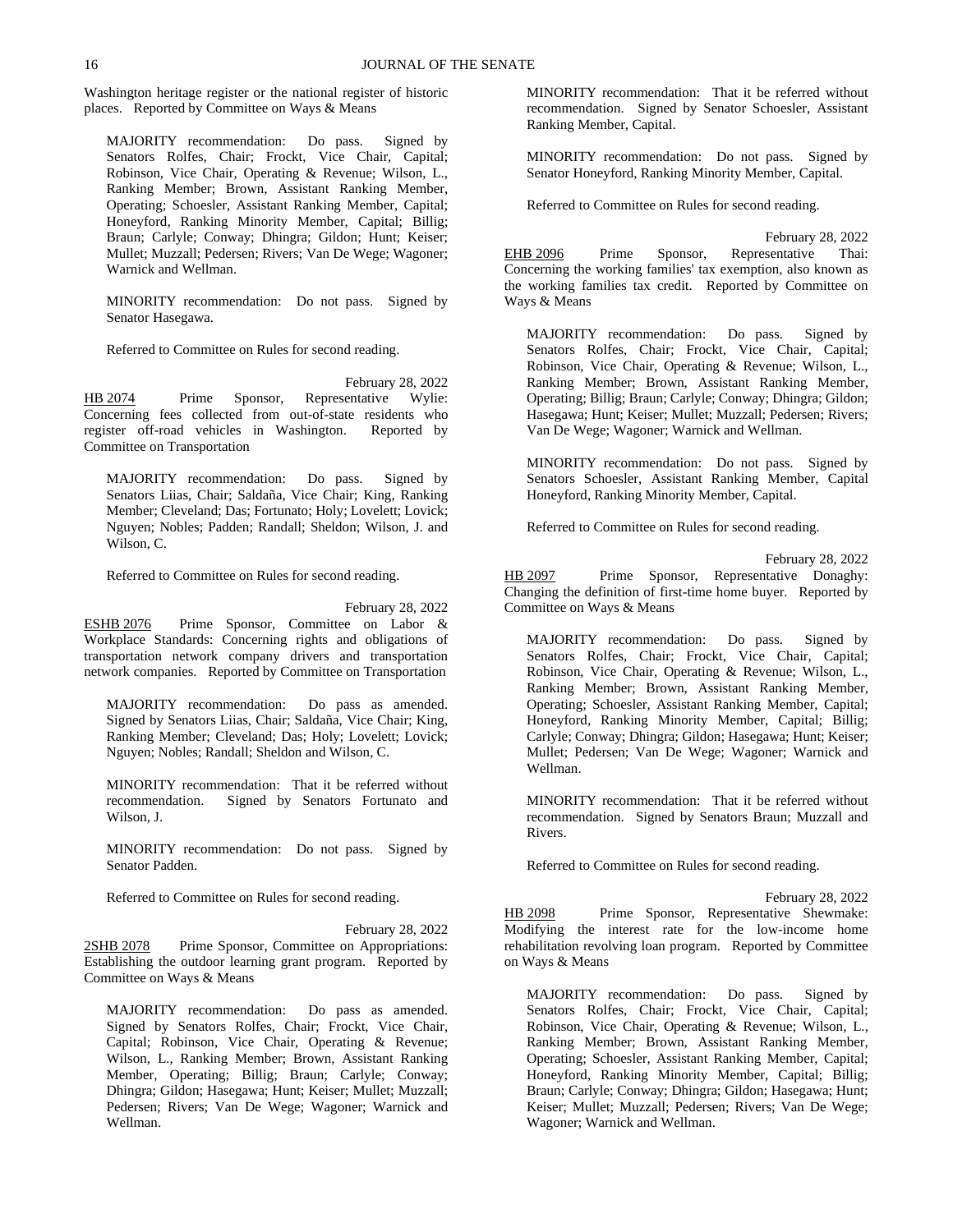Washington heritage register or the national register of historic places. Reported by Committee on Ways & Means

MAJORITY recommendation: Do pass. Signed by Senators Rolfes, Chair; Frockt, Vice Chair, Capital; Robinson, Vice Chair, Operating & Revenue; Wilson, L., Ranking Member; Brown, Assistant Ranking Member, Operating; Schoesler, Assistant Ranking Member, Capital; Honeyford, Ranking Minority Member, Capital; Billig; Braun; Carlyle; Conway; Dhingra; Gildon; Hunt; Keiser; Mullet; Muzzall; Pedersen; Rivers; Van De Wege; Wagoner; Warnick and Wellman.

MINORITY recommendation: Do not pass. Signed by Senator Hasegawa.

Referred to Committee on Rules for second reading.

February 28, 2022

HB 2074 Prime Sponsor, Representative Wylie: Concerning fees collected from out-of-state residents who register off-road vehicles in Washington. Reported by Committee on Transportation

MAJORITY recommendation: Do pass. Signed by Senators Liias, Chair; Saldaña, Vice Chair; King, Ranking Member; Cleveland; Das; Fortunato; Holy; Lovelett; Lovick; Nguyen; Nobles; Padden; Randall; Sheldon; Wilson, J. and Wilson, C.

Referred to Committee on Rules for second reading.

February 28, 2022

ESHB 2076 Prime Sponsor, Committee on Labor & Workplace Standards: Concerning rights and obligations of transportation network company drivers and transportation network companies. Reported by Committee on Transportation

MAJORITY recommendation: Do pass as amended. Signed by Senators Liias, Chair; Saldaña, Vice Chair; King, Ranking Member; Cleveland; Das; Holy; Lovelett; Lovick; Nguyen; Nobles; Randall; Sheldon and Wilson, C.

MINORITY recommendation: That it be referred without recommendation. Signed by Senators Fortunato and Wilson, J.

MINORITY recommendation: Do not pass. Signed by Senator Padden.

Referred to Committee on Rules for second reading.

February 28, 2022

2SHB 2078 Prime Sponsor, Committee on Appropriations: Establishing the outdoor learning grant program. Reported by Committee on Ways & Means

MAJORITY recommendation: Do pass as amended. Signed by Senators Rolfes, Chair; Frockt, Vice Chair, Capital; Robinson, Vice Chair, Operating & Revenue; Wilson, L., Ranking Member; Brown, Assistant Ranking Member, Operating; Billig; Braun; Carlyle; Conway; Dhingra; Gildon; Hasegawa; Hunt; Keiser; Mullet; Muzzall; Pedersen; Rivers; Van De Wege; Wagoner; Warnick and Wellman.

MINORITY recommendation: That it be referred without recommendation. Signed by Senator Schoesler, Assistant Ranking Member, Capital.

MINORITY recommendation: Do not pass. Signed by Senator Honeyford, Ranking Minority Member, Capital.

Referred to Committee on Rules for second reading.

February 28, 2022

EHB 2096 Prime Sponsor, Representative Thai: Concerning the working families' tax exemption, also known as the working families tax credit. Reported by Committee on Ways & Means

MAJORITY recommendation: Do pass. Signed by Senators Rolfes, Chair; Frockt, Vice Chair, Capital; Robinson, Vice Chair, Operating & Revenue; Wilson, L., Ranking Member; Brown, Assistant Ranking Member, Operating; Billig; Braun; Carlyle; Conway; Dhingra; Gildon; Hasegawa; Hunt; Keiser; Mullet; Muzzall; Pedersen; Rivers; Van De Wege; Wagoner; Warnick and Wellman.

MINORITY recommendation: Do not pass. Signed by Senators Schoesler, Assistant Ranking Member, Capital Honeyford, Ranking Minority Member, Capital.

Referred to Committee on Rules for second reading.

February 28, 2022

HB 2097 Prime Sponsor, Representative Donaghy: Changing the definition of first-time home buyer. Reported by Committee on Ways & Means

MAJORITY recommendation: Do pass. Signed by Senators Rolfes, Chair; Frockt, Vice Chair, Capital; Robinson, Vice Chair, Operating & Revenue; Wilson, L., Ranking Member; Brown, Assistant Ranking Member, Operating; Schoesler, Assistant Ranking Member, Capital; Honeyford, Ranking Minority Member, Capital; Billig; Carlyle; Conway; Dhingra; Gildon; Hasegawa; Hunt; Keiser; Mullet; Pedersen; Van De Wege; Wagoner; Warnick and Wellman.

MINORITY recommendation: That it be referred without recommendation. Signed by Senators Braun; Muzzall and Rivers.

Referred to Committee on Rules for second reading.

February 28, 2022

HB 2098 Prime Sponsor, Representative Shewmake: Modifying the interest rate for the low-income home rehabilitation revolving loan program. Reported by Committee on Ways & Means

MAJORITY recommendation: Do pass. Signed by Senators Rolfes, Chair; Frockt, Vice Chair, Capital; Robinson, Vice Chair, Operating & Revenue; Wilson, L., Ranking Member; Brown, Assistant Ranking Member, Operating; Schoesler, Assistant Ranking Member, Capital; Honeyford, Ranking Minority Member, Capital; Billig; Braun; Carlyle; Conway; Dhingra; Gildon; Hasegawa; Hunt; Keiser; Mullet; Muzzall; Pedersen; Rivers; Van De Wege; Wagoner; Warnick and Wellman.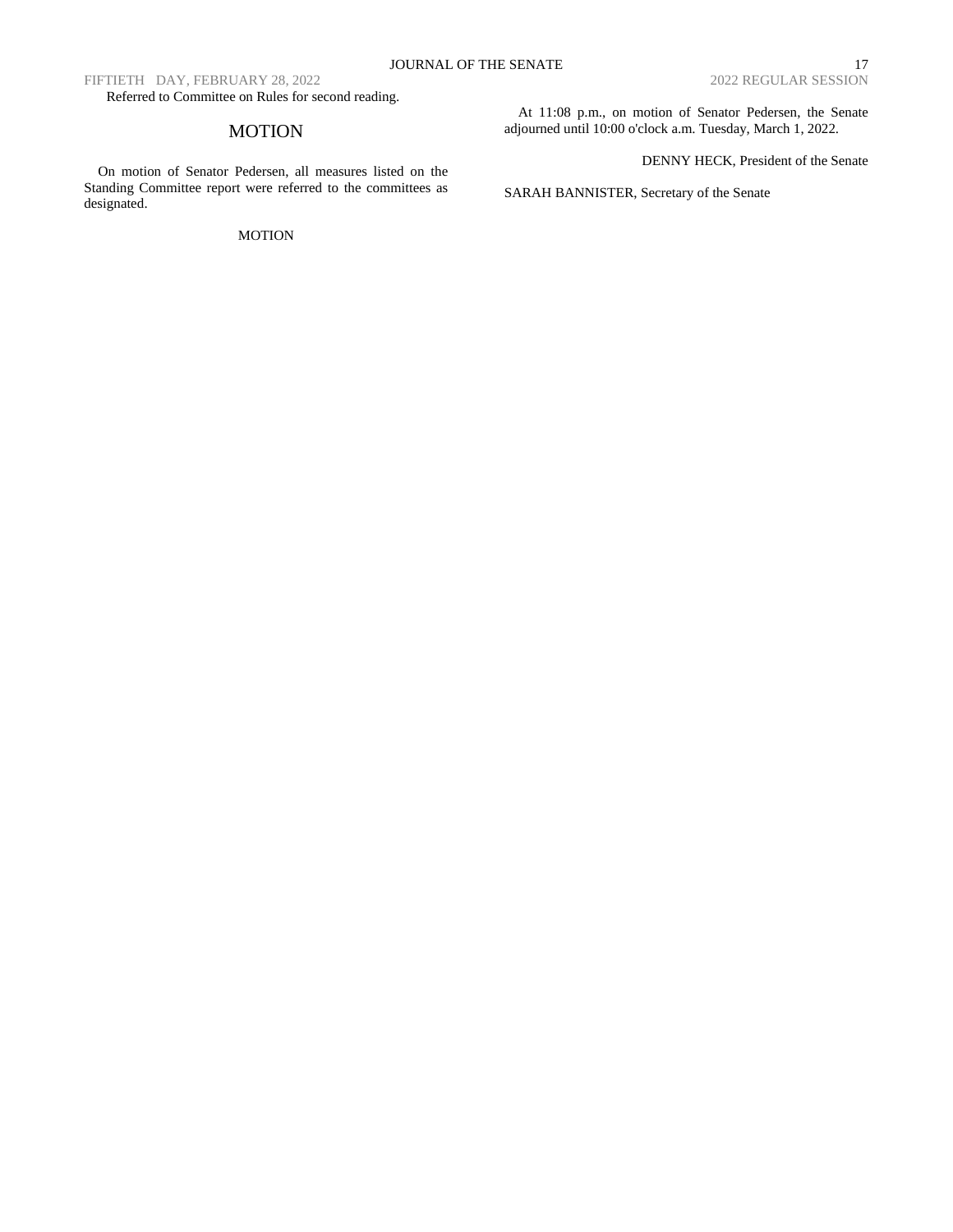Referred to Committee on Rules for second reading.

## MOTION

On motion of Senator Pedersen, all measures listed on the Standing Committee report were referred to the committees as designated.

MOTION

At 11:08 p.m., on motion of Senator Pedersen, the Senate adjourned until 10:00 o'clock a.m. Tuesday, March 1, 2022.

DENNY HECK, President of the Senate

SARAH BANNISTER, Secretary of the Senate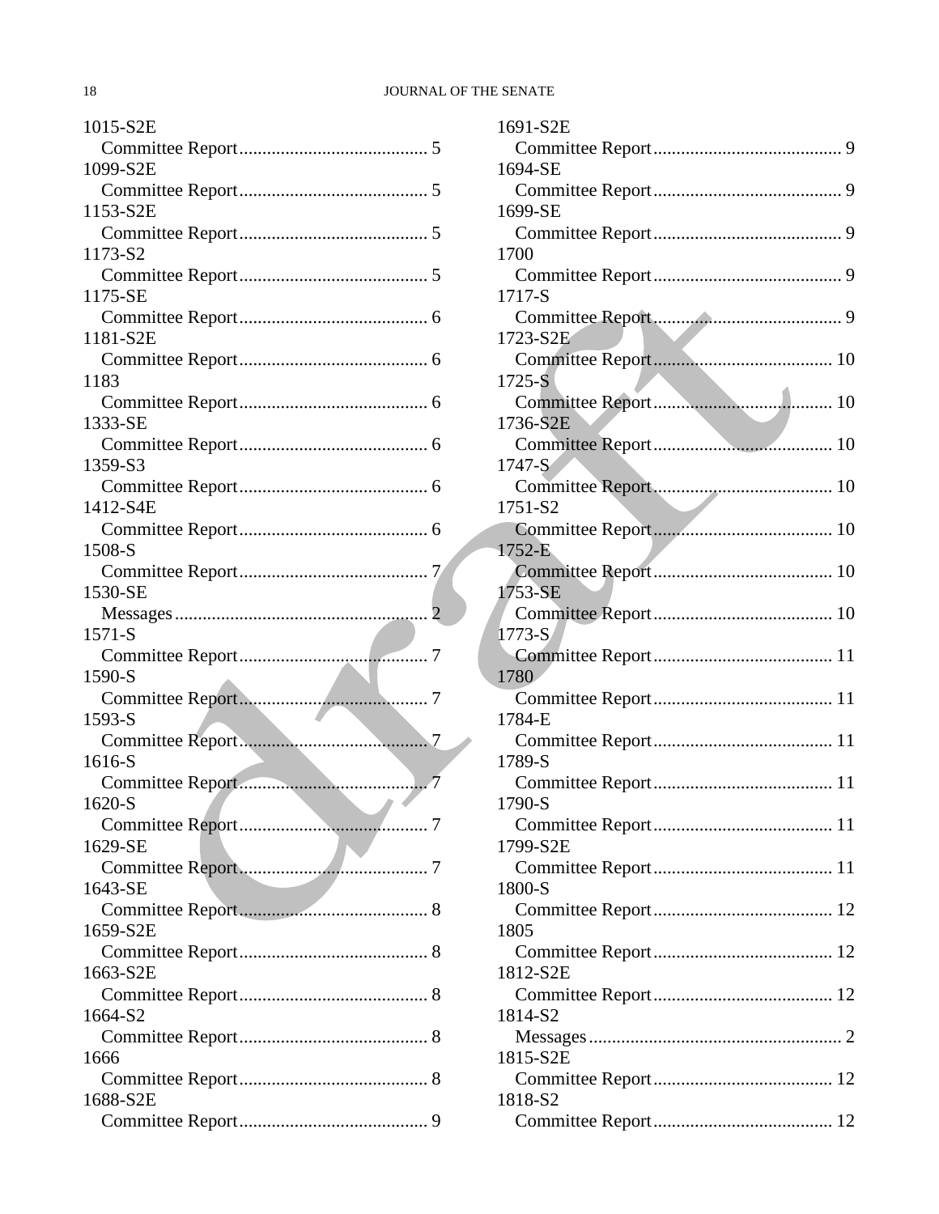1015-S2E
  Committee Report......................................... 5
1099-S2E
  Committee Report......................................... 5
1153-S2E
  Committee Report......................................... 5
1173-S2
  Committee Report......................................... 5
1175-SE
  Committee Report......................................... 6
1181-S2E
  Committee Report......................................... 6
1183
  Committee Report......................................... 6
1333-SE
  Committee Report......................................... 6
1359-S3
  Committee Report......................................... 6
1412-S4E
  Committee Report......................................... 6
1508-S
  Committee Report......................................... 7
1530-SE
  Messages....................................................... 2
1571-S
  Committee Report......................................... 7
1590-S
  Committee Report......................................... 7
1593-S
  Committee Report......................................... 7
1616-S
  Committee Report......................................... 7
1620-S
  Committee Report......................................... 7
1629-SE
  Committee Report......................................... 7
1643-SE
  Committee Report......................................... 8
1659-S2E
  Committee Report......................................... 8
1663-S2E
  Committee Report......................................... 8
1664-S2
  Committee Report......................................... 8
1666
  Committee Report......................................... 8
1688-S2E
  Committee Report......................................... 9
1691-S2E
  Committee Report......................................... 9
1694-SE
  Committee Report......................................... 9
1699-SE
  Committee Report......................................... 9
1700
  Committee Report......................................... 9
1717-S
  Committee Report......................................... 9
1723-S2E
  Committee Report....................................... 10
1725-S
  Committee Report....................................... 10
1736-S2E
  Committee Report....................................... 10
1747-S
  Committee Report....................................... 10
1751-S2
  Committee Report....................................... 10
1752-E
  Committee Report....................................... 10
1753-SE
  Committee Report....................................... 10
1773-S
  Committee Report....................................... 11
1780
  Committee Report....................................... 11
1784-E
  Committee Report....................................... 11
1789-S
  Committee Report....................................... 11
1790-S
  Committee Report....................................... 11
1799-S2E
  Committee Report....................................... 11
1800-S
  Committee Report....................................... 12
1805
  Committee Report....................................... 12
1812-S2E
  Committee Report....................................... 12
1814-S2
  Messages....................................................... 2
1815-S2E
  Committee Report....................................... 12
1818-S2
  Committee Report....................................... 12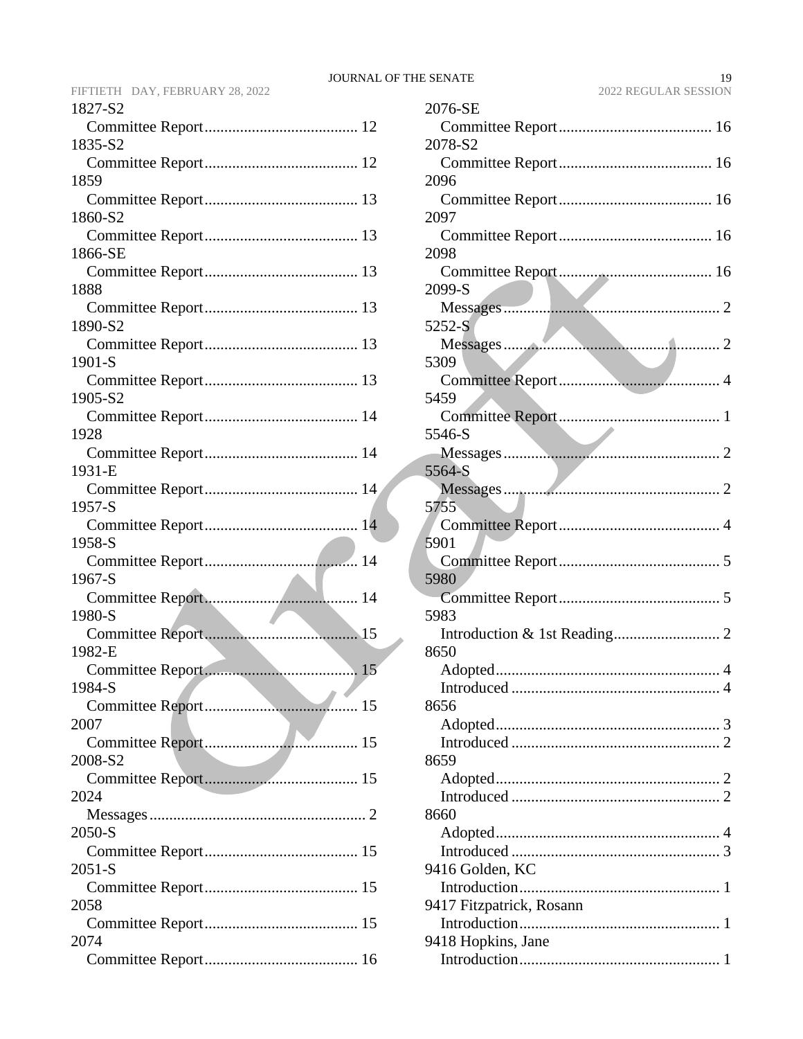1827-S2
  Committee Report....................................... 12
1835-S2
  Committee Report....................................... 12
1859
  Committee Report....................................... 13
1860-S2
  Committee Report....................................... 13
1866-SE
  Committee Report....................................... 13
1888
  Committee Report....................................... 13
1890-S2
  Committee Report....................................... 13
1901-S
  Committee Report....................................... 13
1905-S2
  Committee Report....................................... 14
1928
  Committee Report....................................... 14
1931-E
  Committee Report....................................... 14
1957-S
  Committee Report....................................... 14
1958-S
  Committee Report....................................... 14
1967-S
  Committee Report....................................... 14
1980-S
  Committee Report....................................... 15
1982-E
  Committee Report....................................... 15
1984-S
  Committee Report....................................... 15
2007
  Committee Report....................................... 15
2008-S2
  Committee Report....................................... 15
2024
  Messages....................................................... 2
2050-S
  Committee Report....................................... 15
2051-S
  Committee Report....................................... 15
2058
  Committee Report....................................... 15
2074
  Committee Report....................................... 16
2076-SE
  Committee Report....................................... 16
2078-S2
  Committee Report....................................... 16
2096
  Committee Report....................................... 16
2097
  Committee Report....................................... 16
2098
  Committee Report....................................... 16
2099-S
  Messages....................................................... 2
5252-S
  Messages....................................................... 2
5309
  Committee Report......................................... 4
5459
  Committee Report......................................... 1
5546-S
  Messages....................................................... 2
5564-S
  Messages....................................................... 2
5755
  Committee Report......................................... 4
5901
  Committee Report......................................... 5
5980
  Committee Report......................................... 5
5983
  Introduction & 1st Reading........................... 2
8650
  Adopted......................................................... 4
  Introduced ..................................................... 4
8656
  Adopted......................................................... 3
  Introduced ..................................................... 2
8659
  Adopted......................................................... 2
  Introduced ..................................................... 2
8660
  Adopted......................................................... 4
  Introduced ..................................................... 3
9416 Golden, KC
  Introduction................................................... 1
9417 Fitzpatrick, Rosann
  Introduction................................................... 1
9418 Hopkins, Jane
  Introduction................................................... 1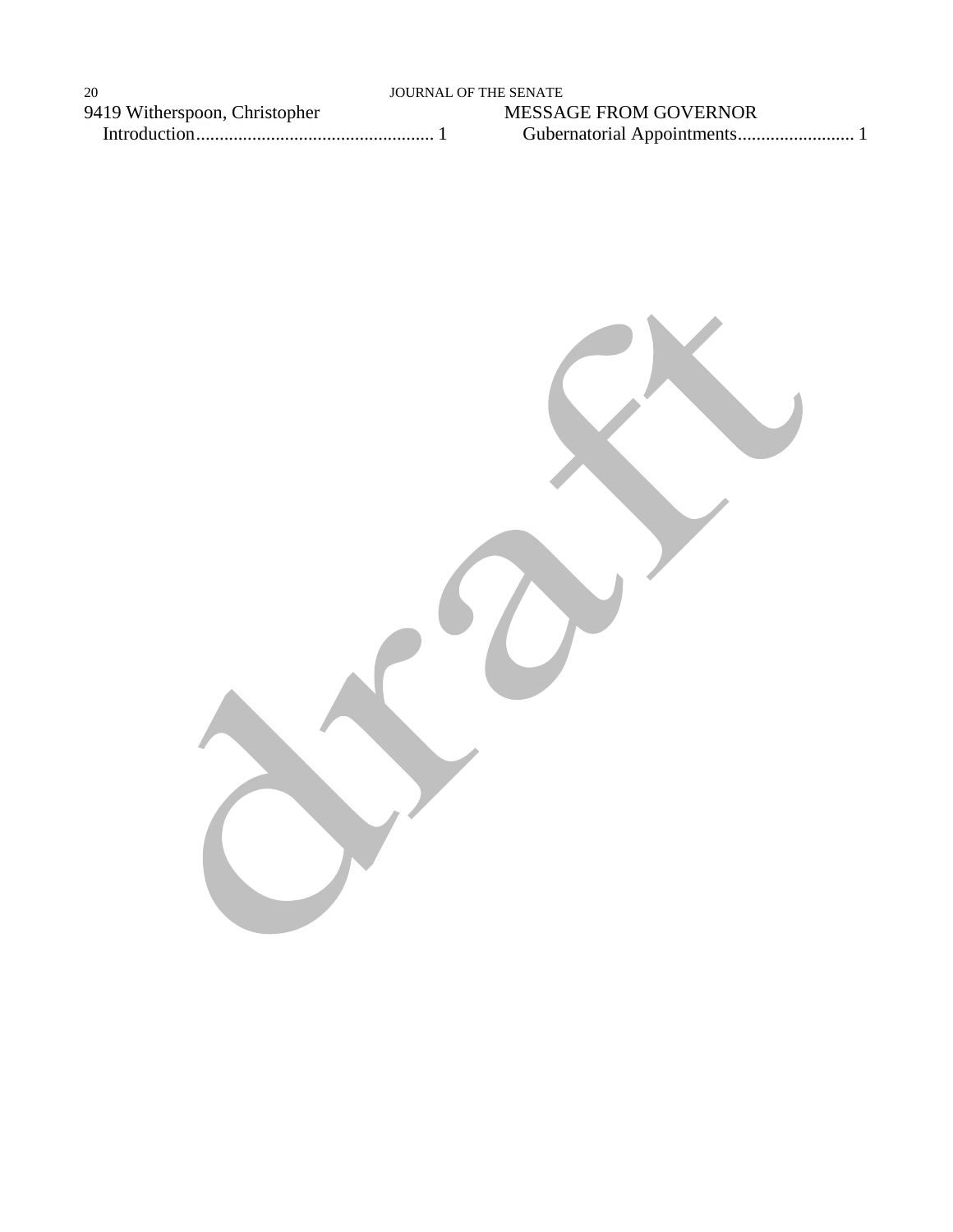9419 Witherspoon, Christopher
Introduction................................................... 1

MESSAGE FROM GOVERNOR
Gubernatorial Appointments......................... 1